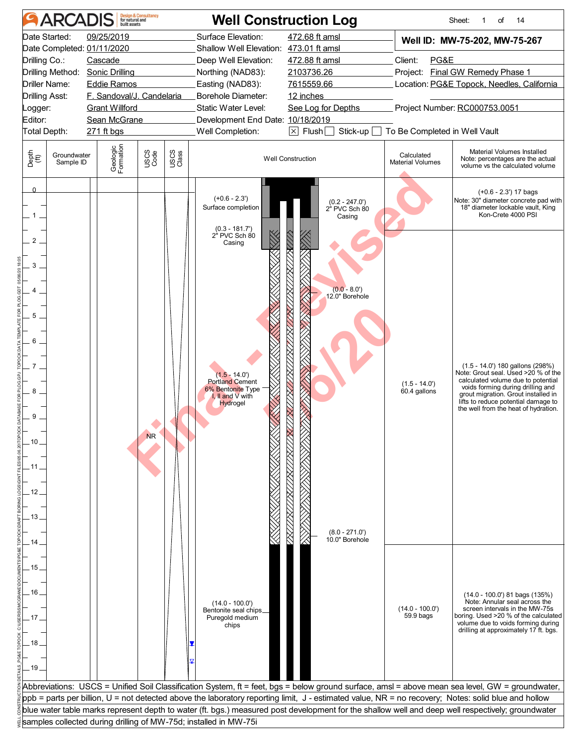# ARCADIS — Well Construction Log

Sheet: 1 of 14

| | | | |
|---|---|---|---|
| Date Started: | 09/25/2019 | Surface Elevation: | 472.68 ft amsl |
| Date Completed: | 01/11/2020 | Shallow Well Elevation: | 473.01 ft amsl |
| Drilling Co.: | Cascade | Deep Well Elevation: | 472.88 ft amsl |
| Drilling Method: | Sonic Drilling | Northing (NAD83): | 2103736.26 |
| Driller Name: | Eddie Ramos | Easting (NAD83): | 7615559.66 |
| Drilling Asst: | F. Sandoval/J. Candelaria | Borehole Diameter: | 12 inches |
| Logger: | Grant Willford | Static Water Level: | See Log for Depths |
| Editor: | Sean McGrane | Development End Date: | 10/18/2019 |
| Total Depth: | 271 ft bgs | Well Completion: | [X] Flush [ ] Stick-up [ ] To Be Completed in Well Vault |

**Well ID: MW-75-202, MW-75-267**

Client: PG&E
Project: Final GW Remedy Phase 1
Location: PG&E Topock, Needles, California
Project Number: RC000753.0051

| Depth (ft) | Groundwater Sample ID | Geologic Formation | USCS Code | USCS Class | Well Construction | Calculated Material Volumes | Material Volumes Installed (Note: percentages are the actual volume vs the calculated volume) |
|---|---|---|---|---|---|---|---|
| 0 – 2.3 | | | | | (+0.6 - 2.3') Surface completion; (0.2 - 247.0') 2" PVC Sch 80 Casing; (0.3 - 181.7') 2" PVC Sch 80 Casing | | (+0.6 - 2.3') 17 bags. Note: 30" diameter concrete pad with 18" diameter lockable vault, King Kon-Crete 4000 PSI |
| 1.5 – 14.0 | | | NR | | (0.0 - 8.0') 12.0" Borehole; (1.5 - 14.0') Portland Cement 6% Bentonite Type I, II and V with Hydrogel; (8.0 - 271.0') 10.0" Borehole | (1.5 - 14.0') 60.4 gallons | (1.5 - 14.0') 180 gallons (298%). Note: Grout seal. Used >20 % of the calculated volume due to potential voids forming during drilling and grout migration. Grout installed in lifts to reduce potential damage to the well from the heat of hydration. |
| 14.0 – 19 | | | | | (14.0 - 100.0') Bentonite seal chips Puregold medium chips | (14.0 - 100.0') 59.9 bags | (14.0 - 100.0') 81 bags (135%). Note: Annular seal across the screen intervals in the MW-75s boring. Used >20 % of the calculated volume due to voids forming during drilling at approximately 17 ft. bgs. |

Abbreviations: USCS = Unified Soil Classification System, ft = feet, bgs = below ground surface, amsl = above mean sea level, GW = groundwater, ppb = parts per billion, U = not detected above the laboratory reporting limit, J - estimated value, NR = no recovery; Notes: solid blue and hollow blue water table marks represent depth to water (ft. bgs.) measured post development for the shallow well and deep well respectively; groundwater samples collected during drilling of MW-75d; installed in MW-75i

Final - Revised 5/6/20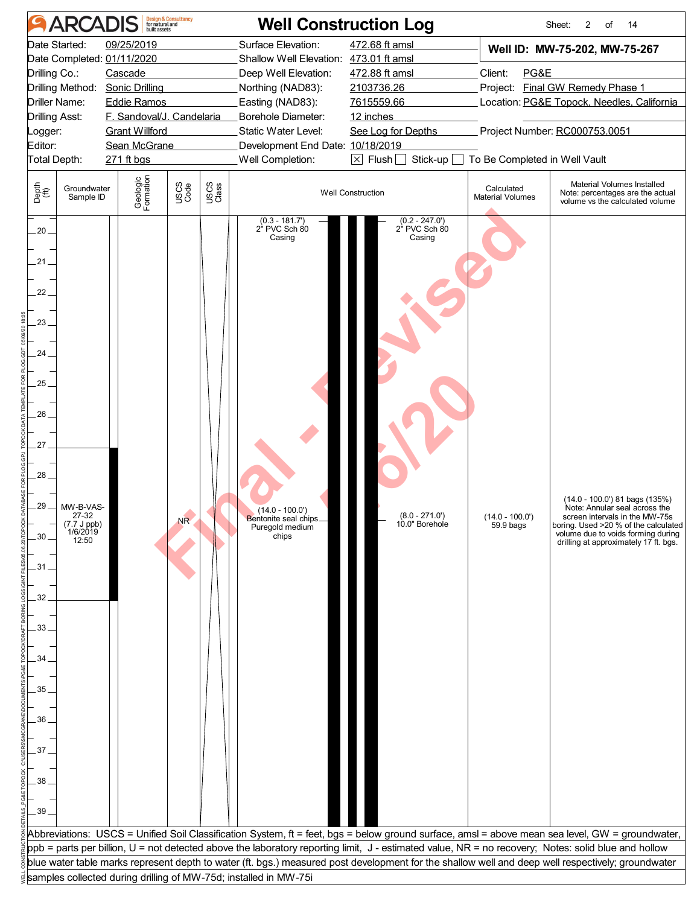# ARCADIS — Well Construction Log

Sheet: 2 of 14

| | | | |
|---|---|---|---|
| Date Started: | 09/25/2019 | Surface Elevation: | 472.68 ft amsl |
| Date Completed: | 01/11/2020 | Shallow Well Elevation: | 473.01 ft amsl |
| Drilling Co.: | Cascade | Deep Well Elevation: | 472.88 ft amsl |
| Drilling Method: | Sonic Drilling | Northing (NAD83): | 2103736.26 |
| Driller Name: | Eddie Ramos | Easting (NAD83): | 7615559.66 |
| Drilling Asst: | F. Sandoval/J. Candelaria | Borehole Diameter: | 12 inches |
| Logger: | Grant Willford | Static Water Level: | See Log for Depths |
| Editor: | Sean McGrane | Development End Date: | 10/18/2019 |
| Total Depth: | 271 ft bgs | Well Completion: | ☒ Flush ☐ Stick-up ☐ To Be Completed in Well Vault |

**Well ID: MW-75-202, MW-75-267**

Client: PG&E
Project: Final GW Remedy Phase 1
Location: PG&E Topock, Needles, California
Project Number: RC000753.0051

| Depth (ft) | Groundwater Sample ID | Geologic Formation | USCS Code | USCS Class | Well Construction | Calculated Material Volumes | Material Volumes Installed Note: percentages are the actual volume vs the calculated volume |
|---|---|---|---|---|---|---|---|
| 20–39 | MW-B-VAS-27-32 (7.7 J ppb) 1/6/2019 12:50 (sample interval 27–32 ft) | | NR | | (0.3 - 181.7') 2" PVC Sch 80 Casing; (0.2 - 247.0') 2" PVC Sch 80 Casing; (14.0 - 100.0') Bentonite seal chips Puregold medium chips; (8.0 - 271.0') 10.0" Borehole | (14.0 - 100.0') 59.9 bags | (14.0 - 100.0') 81 bags (135%) Note: Annular seal across the screen intervals in the MW-75s boring. Used >20 % of the calculated volume due to voids forming during drilling at approximately 17 ft. bgs. |

Abbreviations: USCS = Unified Soil Classification System, ft = feet, bgs = below ground surface, amsl = above mean sea level, GW = groundwater, ppb = parts per billion, U = not detected above the laboratory reporting limit, J - estimated value, NR = no recovery; Notes: solid blue and hollow blue water table marks represent depth to water (ft. bgs.) measured post development for the shallow well and deep well respectively; groundwater samples collected during drilling of MW-75d; installed in MW-75i

Final - Revised 5/6/20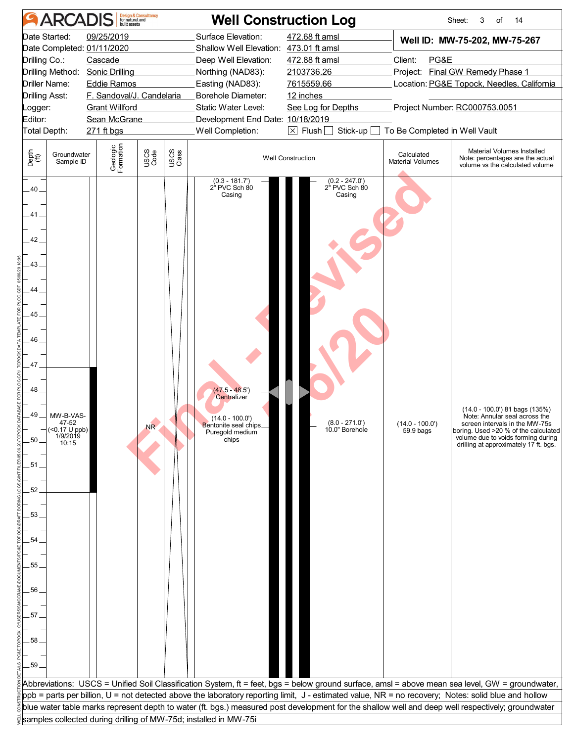# ARCADIS Well Construction Log

Sheet: 3 of 14

| | | | |
|---|---|---|---|
| Date Started: | 09/25/2019 | Surface Elevation: | 472.68 ft amsl |
| Date Completed: | 01/11/2020 | Shallow Well Elevation: | 473.01 ft amsl |
| Drilling Co.: | Cascade | Deep Well Elevation: | 472.88 ft amsl |
| Drilling Method: | Sonic Drilling | Northing (NAD83): | 2103736.26 |
| Driller Name: | Eddie Ramos | Easting (NAD83): | 7615559.66 |
| Drilling Asst: | F. Sandoval/J. Candelaria | Borehole Diameter: | 12 inches |
| Logger: | Grant Willford | Static Water Level: | See Log for Depths |
| Editor: | Sean McGrane | Development End Date: | 10/18/2019 |
| Total Depth: | 271 ft bgs | Well Completion: | ☒ Flush ☐ Stick-up ☐ To Be Completed in Well Vault |

**Well ID: MW-75-202, MW-75-267**

Client: PG&E
Project: Final GW Remedy Phase 1
Location: PG&E Topock, Needles, California
Project Number: RC000753.0051

| Depth (ft) | Groundwater Sample ID | Geologic Formation | USCS Code | USCS Class | Well Construction | Calculated Material Volumes | Material Volumes Installed Note: percentages are the actual volume vs the calculated volume |
|---|---|---|---|---|---|---|---|
| 40–59 | MW-B-VAS-47-52 (<0.17 U ppb) 1/9/2019 10:15 | | NR | | (0.3 - 181.7') 2" PVC Sch 80 Casing; (0.2 - 247.0') 2" PVC Sch 80 Casing; (47.5 - 48.5') Centralizer; (14.0 - 100.0') Bentonite seal chips Puregold medium chips; (8.0 - 271.0') 10.0" Borehole | (14.0 - 100.0') 59.9 bags | (14.0 - 100.0') 81 bags (135%) Note: Annular seal across the screen intervals in the MW-75s boring. Used >20 % of the calculated volume due to voids forming during drilling at approximately 17 ft. bgs. |

Abbreviations: USCS = Unified Soil Classification System, ft = feet, bgs = below ground surface, amsl = above mean sea level, GW = groundwater, ppb = parts per billion, U = not detected above the laboratory reporting limit, J - estimated value, NR = no recovery; Notes: solid blue and hollow blue water table marks represent depth to water (ft. bgs.) measured post development for the shallow well and deep well respectively; groundwater samples collected during drilling of MW-75d; installed in MW-75i

Final - Revised 5/6/20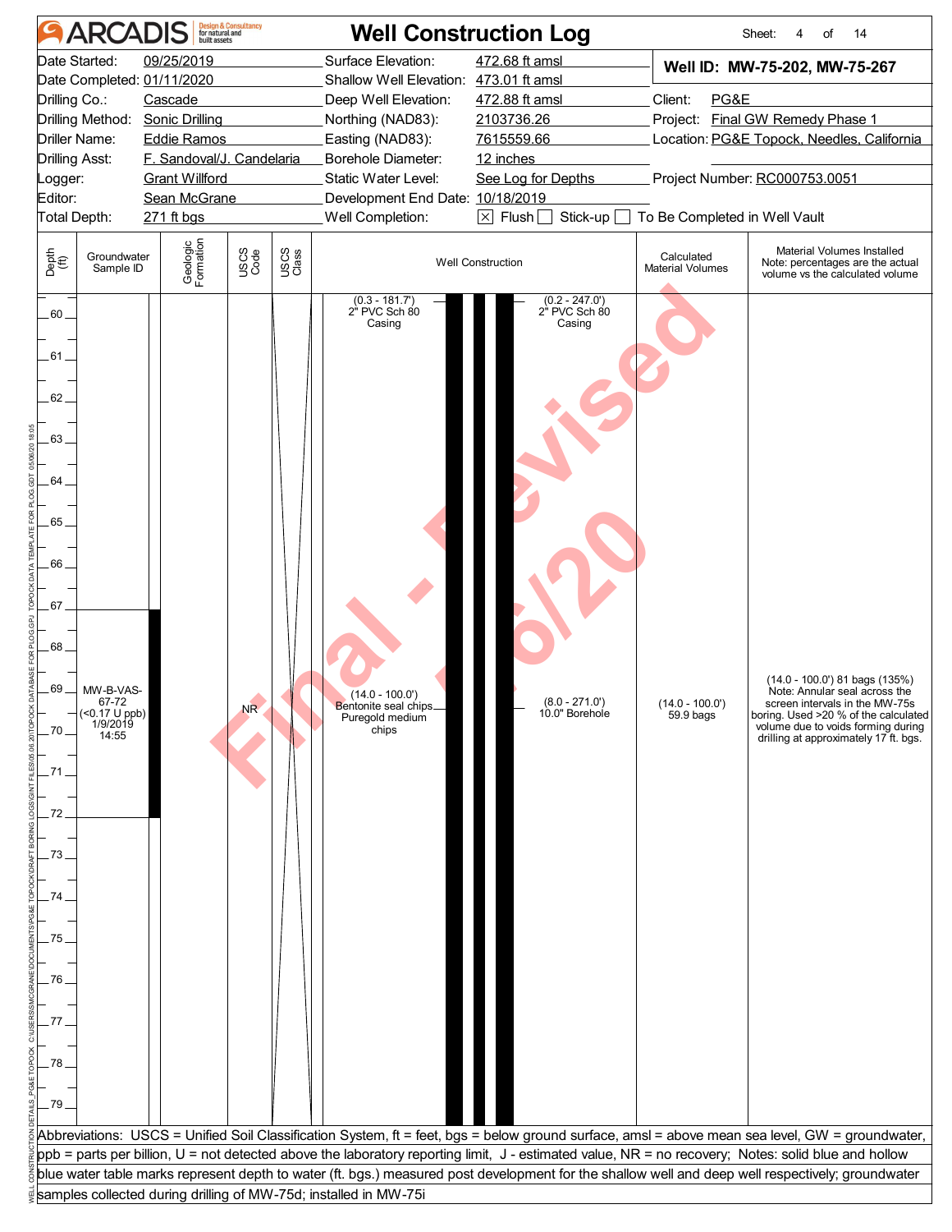# Well Construction Log

**Well ID: MW-75-202, MW-75-267**

| | | | | | |
|---|---|---|---|---|---|
| Date Started: | 09/25/2019 | Surface Elevation: | 472.68 ft amsl | | |
| Date Completed: | 01/11/2020 | Shallow Well Elevation: | 473.01 ft amsl | | |
| Drilling Co.: | Cascade | Deep Well Elevation: | 472.88 ft amsl | Client: | PG&E |
| Drilling Method: | Sonic Drilling | Northing (NAD83): | 2103736.26 | Project: | Final GW Remedy Phase 1 |
| Driller Name: | Eddie Ramos | Easting (NAD83): | 7615559.66 | Location: | PG&E Topock, Needles, California |
| Drilling Asst: | F. Sandoval/J. Candelaria | Borehole Diameter: | 12 inches | | |
| Logger: | Grant Willford | Static Water Level: | See Log for Depths | Project Number: | RC000753.0051 |
| Editor: | Sean McGrane | Development End Date: | 10/18/2019 | | |
| Total Depth: | 271 ft bgs | Well Completion: | ☒ Flush ☐ Stick-up ☐ To Be Completed in Well Vault | | |

| Depth (ft) | Groundwater Sample ID | Geologic Formation | USCS Code | USCS Class | Well Construction | Calculated Material Volumes | Material Volumes Installed (Note: percentages are the actual volume vs the calculated volume) |
|---|---|---|---|---|---|---|---|
| 60–79 | MW-B-VAS-67-72 (<0.17 U ppb) 1/9/2019 14:55 | | NR | | (0.3 - 181.7') 2" PVC Sch 80 Casing; (0.2 - 247.0') 2" PVC Sch 80 Casing; (14.0 - 100.0') Bentonite seal chips Puregold medium chips; (8.0 - 271.0') 10.0" Borehole | (14.0 - 100.0') 59.9 bags | (14.0 - 100.0') 81 bags (135%) Note: Annular seal across the screen intervals in the MW-75s boring. Used >20 % of the calculated volume due to voids forming during drilling at approximately 17 ft. bgs. |

Final - Revised 5/6/20

Abbreviations: USCS = Unified Soil Classification System, ft = feet, bgs = below ground surface, amsl = above mean sea level, GW = groundwater, ppb = parts per billion, U = not detected above the laboratory reporting limit, J - estimated value, NR = no recovery; Notes: solid blue and hollow blue water table marks represent depth to water (ft. bgs.) measured post development for the shallow well and deep well respectively; groundwater samples collected during drilling of MW-75d; installed in MW-75i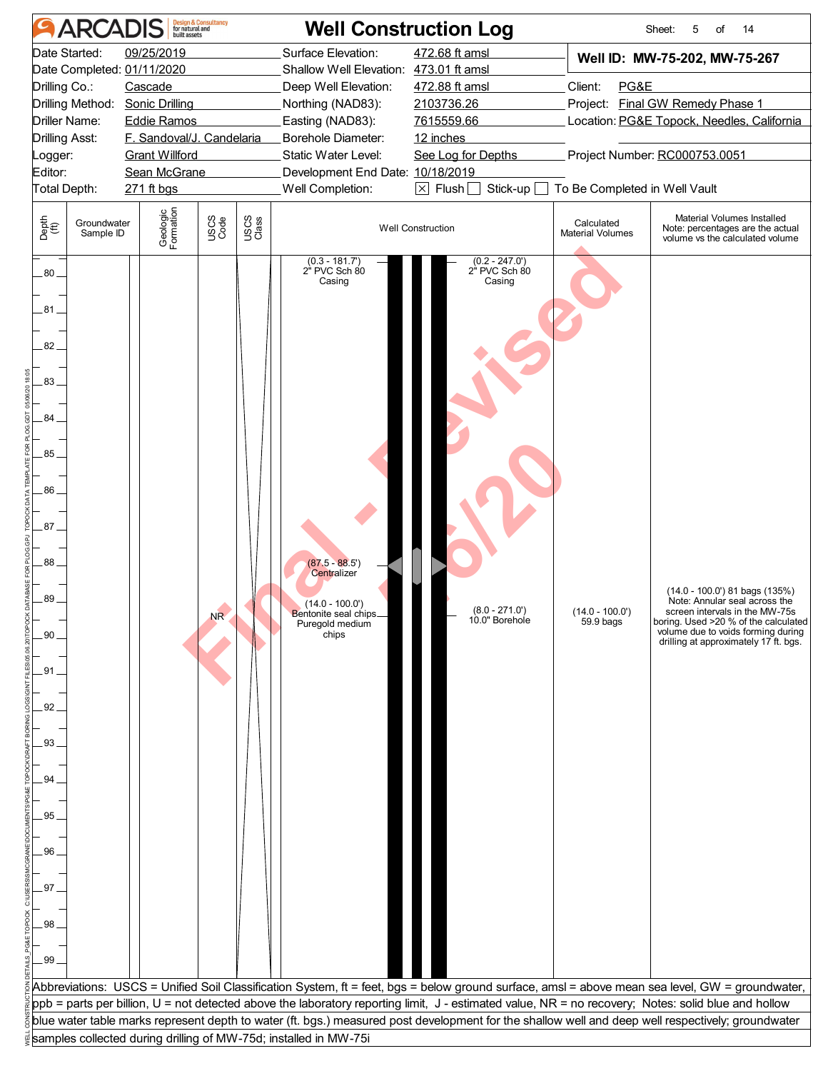# ARCADIS — Well Construction Log

Sheet: 5 of 14

| | | | |
|---|---|---|---|
| Date Started: | 09/25/2019 | Surface Elevation: | 472.68 ft amsl |
| Date Completed: | 01/11/2020 | Shallow Well Elevation: | 473.01 ft amsl |
| Drilling Co.: | Cascade | Deep Well Elevation: | 472.88 ft amsl |
| Drilling Method: | Sonic Drilling | Northing (NAD83): | 2103736.26 |
| Driller Name: | Eddie Ramos | Easting (NAD83): | 7615559.66 |
| Drilling Asst: | F. Sandoval/J. Candelaria | Borehole Diameter: | 12 inches |
| Logger: | Grant Willford | Static Water Level: | See Log for Depths |
| Editor: | Sean McGrane | Development End Date: | 10/18/2019 |
| Total Depth: | 271 ft bgs | Well Completion: | ☒ Flush ☐ Stick-up ☐ To Be Completed in Well Vault |

**Well ID: MW-75-202, MW-75-267**

Client: PG&E
Project: Final GW Remedy Phase 1
Location: PG&E Topock, Needles, California
Project Number: RC000753.0051

| Depth (ft) | Groundwater Sample ID | Geologic Formation | USCS Code | USCS Class | Well Construction | Calculated Material Volumes | Material Volumes Installed (Note: percentages are the actual volume vs the calculated volume) |
|---|---|---|---|---|---|---|---|
| 80–99 | | | NR | | (0.3 - 181.7') 2" PVC Sch 80 Casing; (0.2 - 247.0') 2" PVC Sch 80 Casing; (87.5 - 88.5') Centralizer; (14.0 - 100.0') Bentonite seal chips Puregold medium chips; (8.0 - 271.0') 10.0" Borehole | (14.0 - 100.0') 59.9 bags | (14.0 - 100.0') 81 bags (135%) Note: Annular seal across the screen intervals in the MW-75s boring. Used >20 % of the calculated volume due to voids forming during drilling at approximately 17 ft. bgs. |

Abbreviations: USCS = Unified Soil Classification System, ft = feet, bgs = below ground surface, amsl = above mean sea level, GW = groundwater, ppb = parts per billion, U = not detected above the laboratory reporting limit, J - estimated value, NR = no recovery; Notes: solid blue and hollow blue water table marks represent depth to water (ft. bgs.) measured post development for the shallow well and deep well respectively; groundwater samples collected during drilling of MW-75d; installed in MW-75i

Final - Revised 5/6/20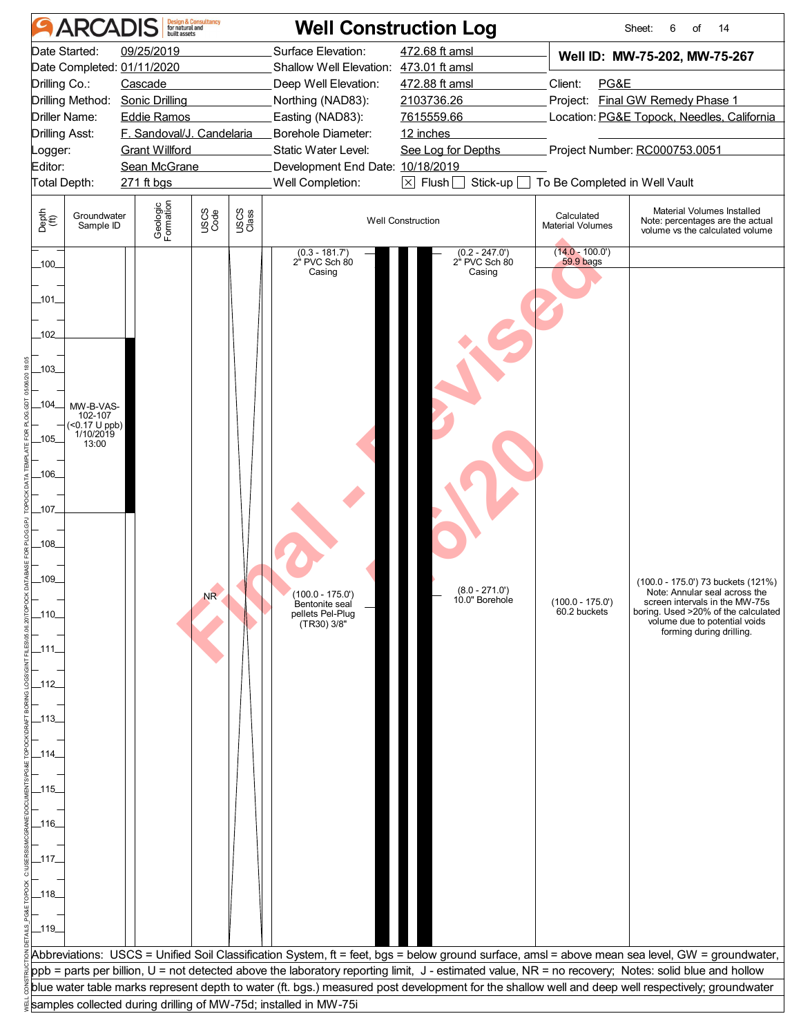# ARCADIS Well Construction Log

Sheet: 6 of 14

| | | | |
|---|---|---|---|
| Date Started: | 09/25/2019 | Surface Elevation: | 472.68 ft amsl |
| Date Completed: | 01/11/2020 | Shallow Well Elevation: | 473.01 ft amsl |
| Drilling Co.: | Cascade | Deep Well Elevation: | 472.88 ft amsl |
| Drilling Method: | Sonic Drilling | Northing (NAD83): | 2103736.26 |
| Driller Name: | Eddie Ramos | Easting (NAD83): | 7615559.66 |
| Drilling Asst: | F. Sandoval/J. Candelaria | Borehole Diameter: | 12 inches |
| Logger: | Grant Willford | Static Water Level: | See Log for Depths |
| Editor: | Sean McGrane | Development End Date: | 10/18/2019 |
| Total Depth: | 271 ft bgs | Well Completion: | [X] Flush [ ] Stick-up [ ] To Be Completed in Well Vault |

**Well ID: MW-75-202, MW-75-267**

Client: PG&E
Project: Final GW Remedy Phase 1
Location: PG&E Topock, Needles, California
Project Number: RC000753.0051

| Depth (ft) | Groundwater Sample ID | Geologic Formation | USCS Code | USCS Class | Well Construction | Calculated Material Volumes | Material Volumes Installed (Note: percentages are the actual volume vs the calculated volume) |
|---|---|---|---|---|---|---|---|
| 100–119 | MW-B-VAS-102-107 (<0.17 U ppb) 1/10/2019 13:00 | | NR | | (0.3 - 181.7') 2" PVC Sch 80 Casing; (0.2 - 247.0') 2" PVC Sch 80 Casing; (100.0 - 175.0') Bentonite seal pellets Pel-Plug (TR30) 3/8"; (8.0 - 271.0') 10.0" Borehole | (14.0 - 100.0') 59.9 bags; (100.0 - 175.0') 60.2 buckets | (100.0 - 175.0') 73 buckets (121%) Note: Annular seal across the screen intervals in the MW-75s boring. Used >20% of the calculated volume due to potential voids forming during drilling. |

Abbreviations: USCS = Unified Soil Classification System, ft = feet, bgs = below ground surface, amsl = above mean sea level, GW = groundwater, ppb = parts per billion, U = not detected above the laboratory reporting limit, J - estimated value, NR = no recovery; Notes: solid blue and hollow blue water table marks represent depth to water (ft. bgs.) measured post development for the shallow well and deep well respectively; groundwater samples collected during drilling of MW-75d; installed in MW-75i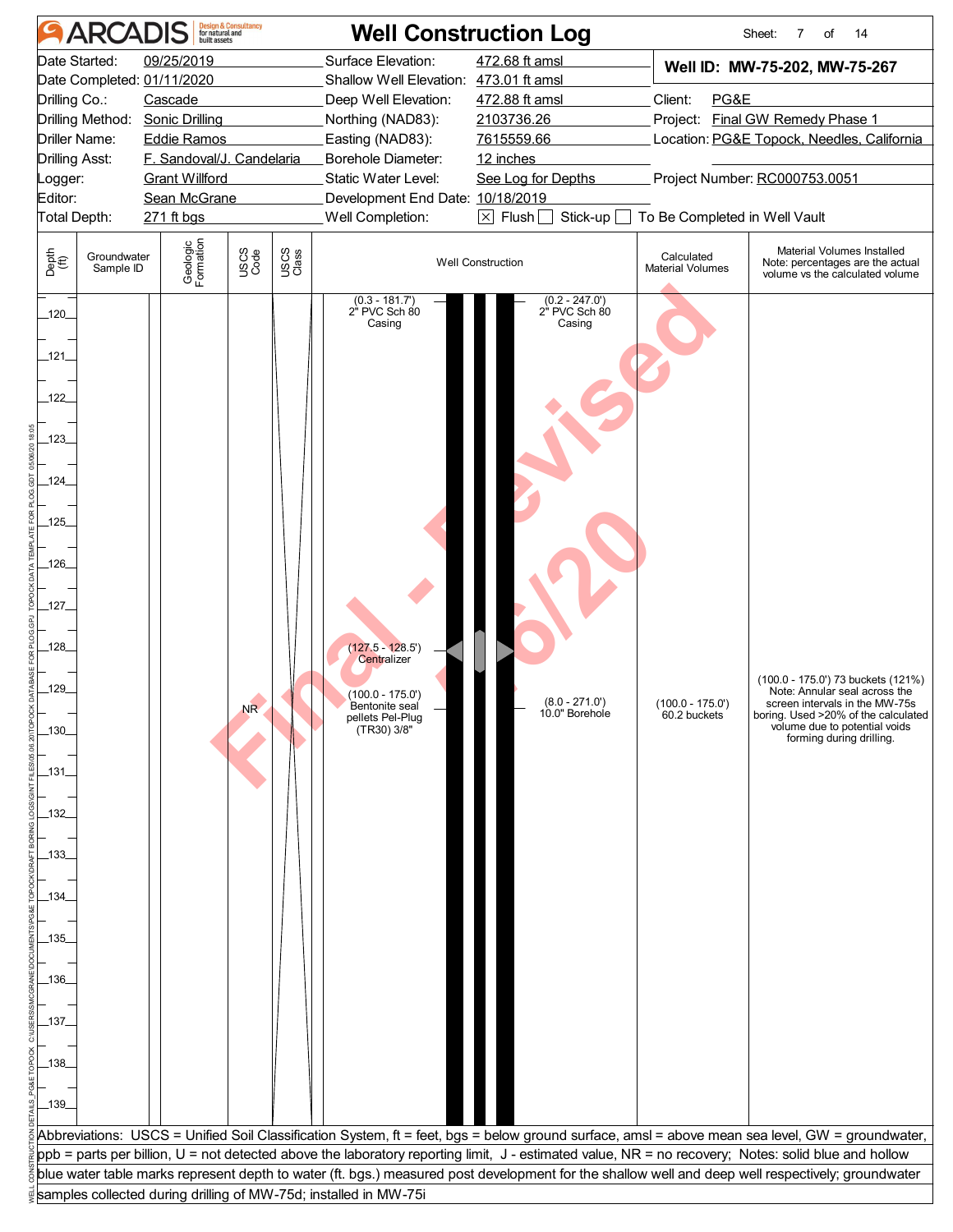# Well Construction Log

Sheet: 7 of 14

| | | | |
|---|---|---|---|
| Date Started: 09/25/2019 | Surface Elevation: 472.68 ft amsl | **Well ID: MW-75-202, MW-75-267** | |
| Date Completed: 01/11/2020 | Shallow Well Elevation: 473.01 ft amsl | | |
| Drilling Co.: Cascade | Deep Well Elevation: 472.88 ft amsl | Client: PG&E | |
| Drilling Method: Sonic Drilling | Northing (NAD83): 2103736.26 | Project: Final GW Remedy Phase 1 | |
| Driller Name: Eddie Ramos | Easting (NAD83): 7615559.66 | Location: PG&E Topock, Needles, California | |
| Drilling Asst: F. Sandoval/J. Candelaria | Borehole Diameter: 12 inches | | |
| Logger: Grant Willford | Static Water Level: See Log for Depths | Project Number: RC000753.0051 | |
| Editor: Sean McGrane | Development End Date: 10/18/2019 | | |
| Total Depth: 271 ft bgs | Well Completion: [X] Flush [ ] Stick-up [ ] To Be Completed in Well Vault | | |

| Depth (ft) | Groundwater Sample ID | Geologic Formation | USCS Code | USCS Class | Well Construction | Calculated Material Volumes | Material Volumes Installed Note: percentages are the actual volume vs the calculated volume |
|---|---|---|---|---|---|---|---|
| 120–139 | | | NR | | (0.3 - 181.7') 2" PVC Sch 80 Casing; (0.2 - 247.0') 2" PVC Sch 80 Casing; (127.5 - 128.5') Centralizer; (100.0 - 175.0') Bentonite seal pellets Pel-Plug (TR30) 3/8"; (8.0 - 271.0') 10.0" Borehole | (100.0 - 175.0') 60.2 buckets | (100.0 - 175.0') 73 buckets (121%) Note: Annular seal across the screen intervals in the MW-75s boring. Used >20% of the calculated volume due to potential voids forming during drilling. |

Final - Revised 5/6/20

Abbreviations: USCS = Unified Soil Classification System, ft = feet, bgs = below ground surface, amsl = above mean sea level, GW = groundwater, ppb = parts per billion, U = not detected above the laboratory reporting limit, J - estimated value, NR = no recovery; Notes: solid blue and hollow blue water table marks represent depth to water (ft. bgs.) measured post development for the shallow well and deep well respectively; groundwater samples collected during drilling of MW-75d; installed in MW-75i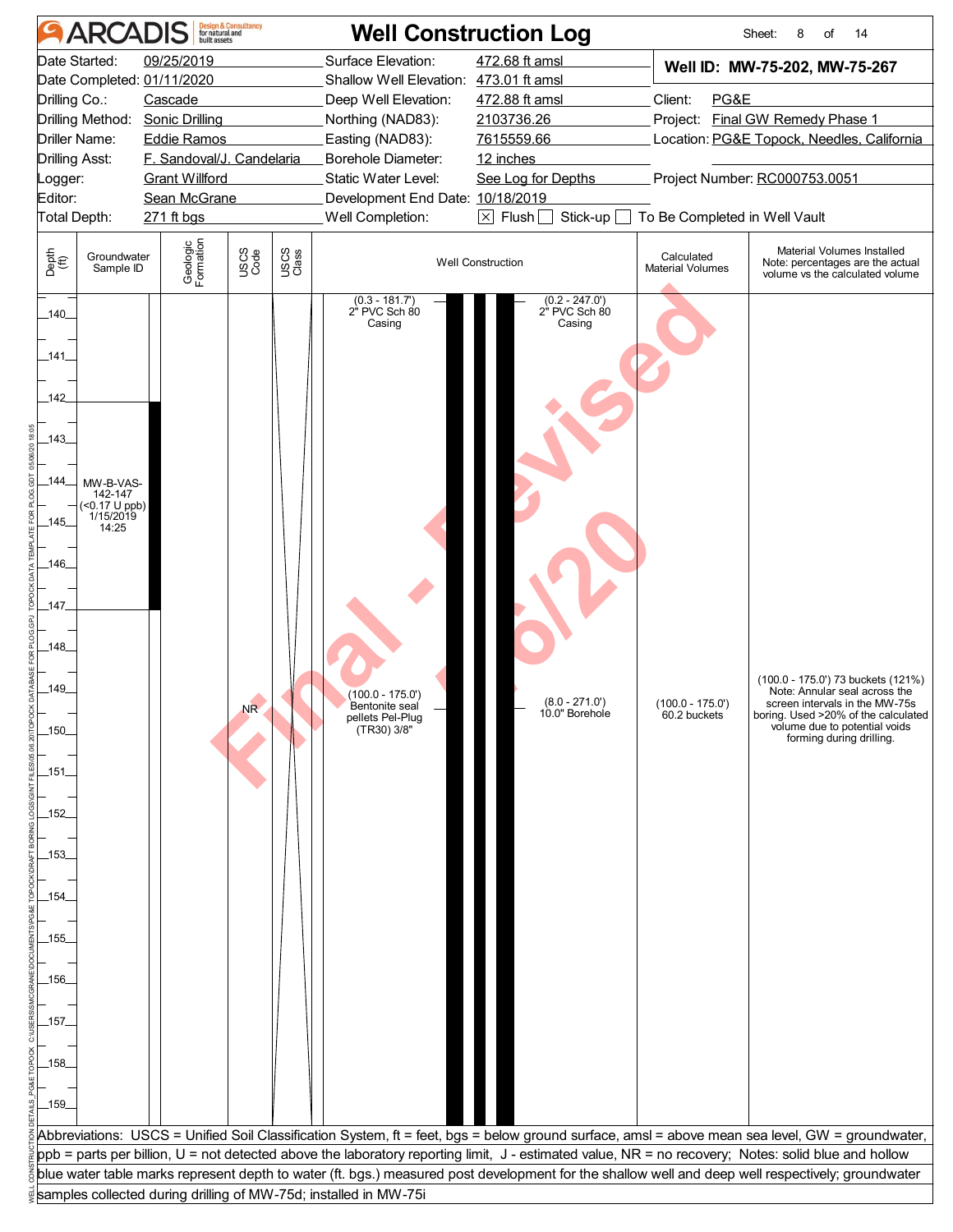# Well Construction Log

ARCADIS Design & Consultancy for natural and built assets

Sheet: 8 of 14

| | | | |
|---|---|---|---|
| Date Started: 09/25/2019 | Surface Elevation: 472.68 ft amsl | **Well ID: MW-75-202, MW-75-267** | |
| Date Completed: 01/11/2020 | Shallow Well Elevation: 473.01 ft amsl | | |
| Drilling Co.: Cascade | Deep Well Elevation: 472.88 ft amsl | Client: PG&E | |
| Drilling Method: Sonic Drilling | Northing (NAD83): 2103736.26 | Project: Final GW Remedy Phase 1 | |
| Driller Name: Eddie Ramos | Easting (NAD83): 7615559.66 | Location: PG&E Topock, Needles, California | |
| Drilling Asst: F. Sandoval/J. Candelaria | Borehole Diameter: 12 inches | | |
| Logger: Grant Willford | Static Water Level: See Log for Depths | Project Number: RC000753.0051 | |
| Editor: Sean McGrane | Development End Date: 10/18/2019 | | |
| Total Depth: 271 ft bgs | Well Completion: ☒ Flush ☐ Stick-up ☐ To Be Completed in Well Vault | | |

| Depth (ft) | Groundwater Sample ID | Geologic Formation | USCS Code | USCS Class | Well Construction | Calculated Material Volumes | Material Volumes Installed (Note: percentages are the actual volume vs the calculated volume) |
|---|---|---|---|---|---|---|---|
| 140–159 | MW-B-VAS-142-147 (<0.17 U ppb) 1/15/2019 14:25 (sample interval 142–147) | | NR | | (0.3 - 181.7') 2" PVC Sch 80 Casing; (0.2 - 247.0') 2" PVC Sch 80 Casing; (100.0 - 175.0') Bentonite seal pellets Pel-Plug (TR30) 3/8"; (8.0 - 271.0') 10.0" Borehole | (100.0 - 175.0') 60.2 buckets | (100.0 - 175.0') 73 buckets (121%) Note: Annular seal across the screen intervals in the MW-75s boring. Used >20% of the calculated volume due to potential voids forming during drilling. |

Final - Revised 5/6/20

Abbreviations: USCS = Unified Soil Classification System, ft = feet, bgs = below ground surface, amsl = above mean sea level, GW = groundwater, ppb = parts per billion, U = not detected above the laboratory reporting limit, J - estimated value, NR = no recovery; Notes: solid blue and hollow blue water table marks represent depth to water (ft. bgs.) measured post development for the shallow well and deep well respectively; groundwater samples collected during drilling of MW-75d; installed in MW-75i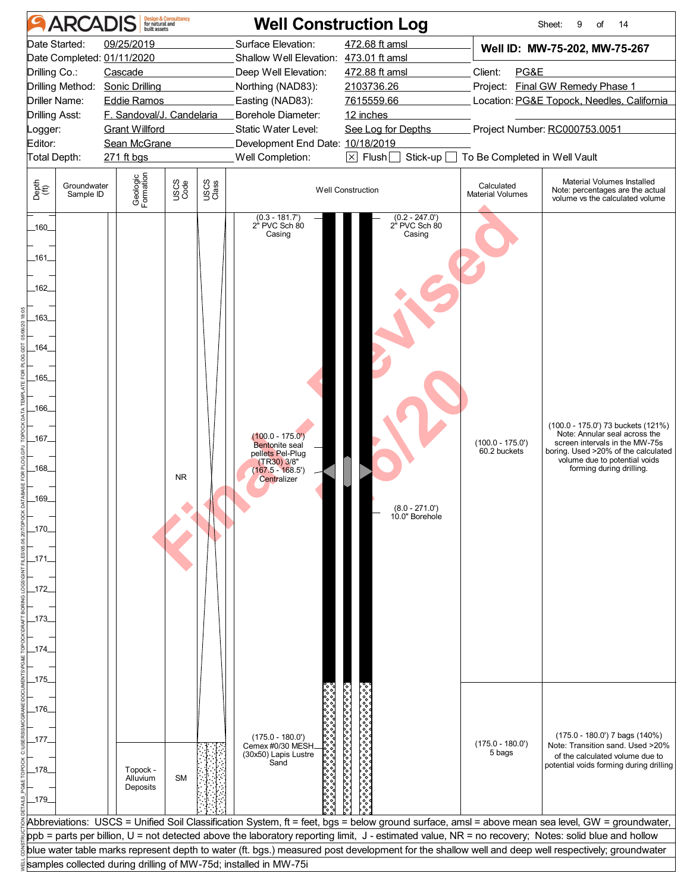# ARCADIS — Well Construction Log

Sheet: 9 of 14

| | | | |
|---|---|---|---|
| Date Started: | 09/25/2019 | Surface Elevation: | 472.68 ft amsl |
| Date Completed: | 01/11/2020 | Shallow Well Elevation: | 473.01 ft amsl |
| Drilling Co.: | Cascade | Deep Well Elevation: | 472.88 ft amsl |
| Drilling Method: | Sonic Drilling | Northing (NAD83): | 2103736.26 |
| Driller Name: | Eddie Ramos | Easting (NAD83): | 7615559.66 |
| Drilling Asst: | F. Sandoval/J. Candelaria | Borehole Diameter: | 12 inches |
| Logger: | Grant Willford | Static Water Level: | See Log for Depths |
| Editor: | Sean McGrane | Development End Date: | 10/18/2019 |
| Total Depth: | 271 ft bgs | Well Completion: | ☒ Flush ☐ Stick-up ☐ To Be Completed in Well Vault |

**Well ID: MW-75-202, MW-75-267**

Client: PG&E
Project: Final GW Remedy Phase 1
Location: PG&E Topock, Needles, California
Project Number: RC000753.0051

| Depth (ft) | Groundwater Sample ID | Geologic Formation | USCS Code | USCS Class | Well Construction | Calculated Material Volumes | Material Volumes Installed (Note: percentages are the actual volume vs the calculated volume) |
|---|---|---|---|---|---|---|---|
| 160–177 | | | NR | | (0.3 - 181.7') 2" PVC Sch 80 Casing; (0.2 - 247.0') 2" PVC Sch 80 Casing; (100.0 - 175.0') Bentonite seal pellets Pel-Plug (TR30) 3/8"; (167.5 - 168.5') Centralizer; (8.0 - 271.0') 10.0" Borehole | (100.0 - 175.0') 60.2 buckets | (100.0 - 175.0') 73 buckets (121%) Note: Annular seal across the screen intervals in the MW-75s boring. Used >20% of the calculated volume due to potential voids forming during drilling. |
| 175–180 | | | | | (175.0 - 180.0') Cemex #0/30 MESH (30x50) Lapis Lustre Sand | (175.0 - 180.0') 5 bags | (175.0 - 180.0') 7 bags (140%) Note: Transition sand. Used >20% of the calculated volume due to potential voids forming during drilling |
| 177–179 | | Topock - Alluvium Deposits | SM | | | | |

Abbreviations: USCS = Unified Soil Classification System, ft = feet, bgs = below ground surface, amsl = above mean sea level, GW = groundwater, ppb = parts per billion, U = not detected above the laboratory reporting limit, J - estimated value, NR = no recovery; Notes: solid blue and hollow blue water table marks represent depth to water (ft. bgs.) measured post development for the shallow well and deep well respectively; groundwater samples collected during drilling of MW-75d; installed in MW-75i

Final - Revised 5/6/20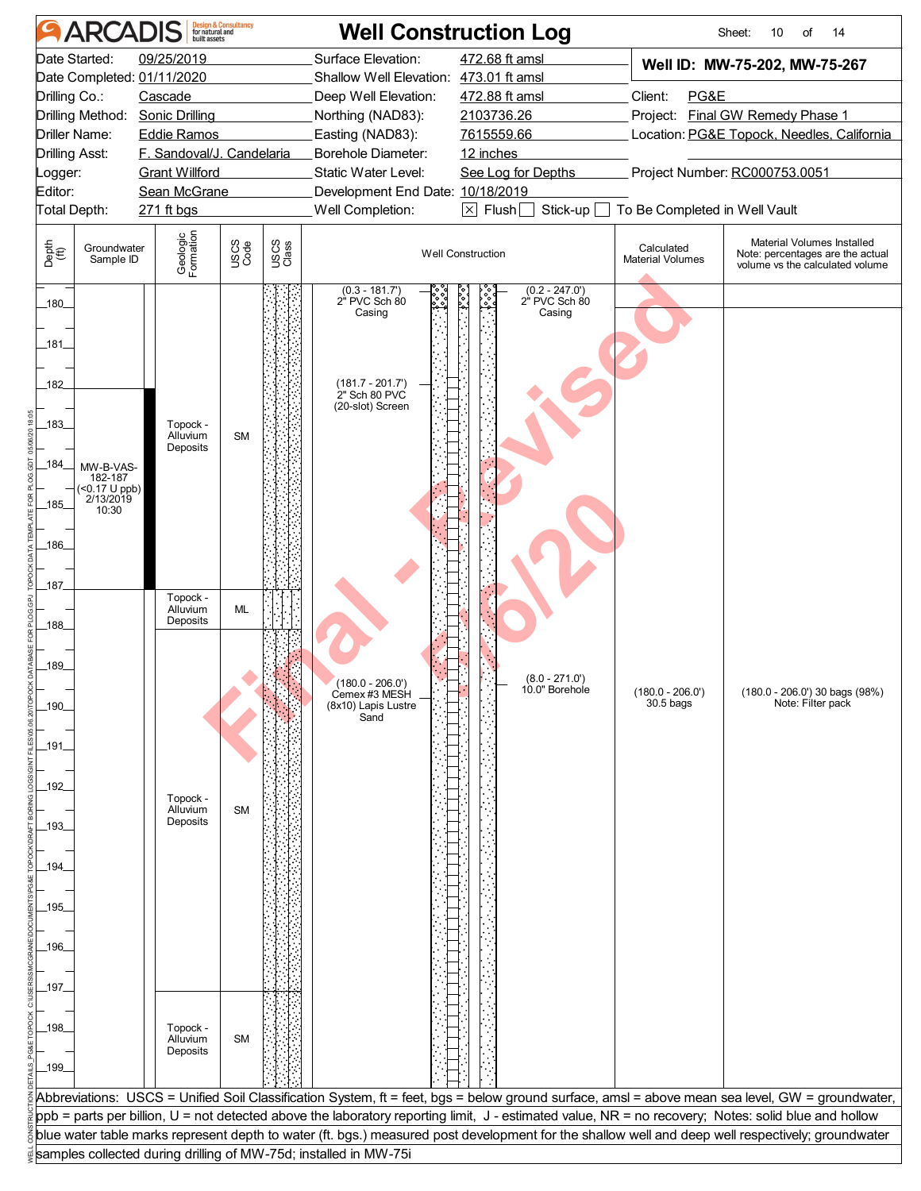# ARCADIS — Well Construction Log

| | | | |
|---|---|---|---|
| Date Started: | 09/25/2019 | Surface Elevation: | 472.68 ft amsl |
| Date Completed: | 01/11/2020 | Shallow Well Elevation: | 473.01 ft amsl |
| Drilling Co.: | Cascade | Deep Well Elevation: | 472.88 ft amsl |
| Drilling Method: | Sonic Drilling | Northing (NAD83): | 2103736.26 |
| Driller Name: | Eddie Ramos | Easting (NAD83): | 7615559.66 |
| Drilling Asst: | F. Sandoval/J. Candelaria | Borehole Diameter: | 12 inches |
| Logger: | Grant Willford | Static Water Level: | See Log for Depths |
| Editor: | Sean McGrane | Development End Date: | 10/18/2019 |
| Total Depth: | 271 ft bgs | Well Completion: | ☒ Flush ☐ Stick-up ☐ To Be Completed in Well Vault |

**Well ID: MW-75-202, MW-75-267**

Client: PG&E
Project: Final GW Remedy Phase 1
Location: PG&E Topock, Needles, California
Project Number: RC000753.0051

| Depth (ft) | Groundwater Sample ID | Geologic Formation | USCS Code | Well Construction | Calculated Material Volumes | Material Volumes Installed (Note: percentages are the actual volume vs the calculated volume) |
|---|---|---|---|---|---|---|
| 180–182 | | | | (0.3 - 181.7') 2" PVC Sch 80 Casing; (0.2 - 247.0') 2" PVC Sch 80 Casing | | |
| 182–187 | MW-B-VAS-182-187 (<0.17 U ppb) 2/13/2019 10:30 | Topock - Alluvium Deposits | SM | (181.7 - 201.7') 2" Sch 80 PVC (20-slot) Screen | | |
| 187–188 | | Topock - Alluvium Deposits | ML | | | |
| 188–197 | | Topock - Alluvium Deposits | SM | (180.0 - 206.0') Cemex #3 MESH (8x10) Lapis Lustre Sand; (8.0 - 271.0') 10.0" Borehole | (180.0 - 206.0') 30.5 bags | (180.0 - 206.0') 30 bags (98%) Note: Filter pack |
| 197–199 | | Topock - Alluvium Deposits | SM | | | |

Abbreviations: USCS = Unified Soil Classification System, ft = feet, bgs = below ground surface, amsl = above mean sea level, GW = groundwater, ppb = parts per billion, U = not detected above the laboratory reporting limit, J - estimated value, NR = no recovery; Notes: solid blue and hollow blue water table marks represent depth to water (ft. bgs.) measured post development for the shallow well and deep well respectively; groundwater samples collected during drilling of MW-75d; installed in MW-75i

Final - Revised 5/6/20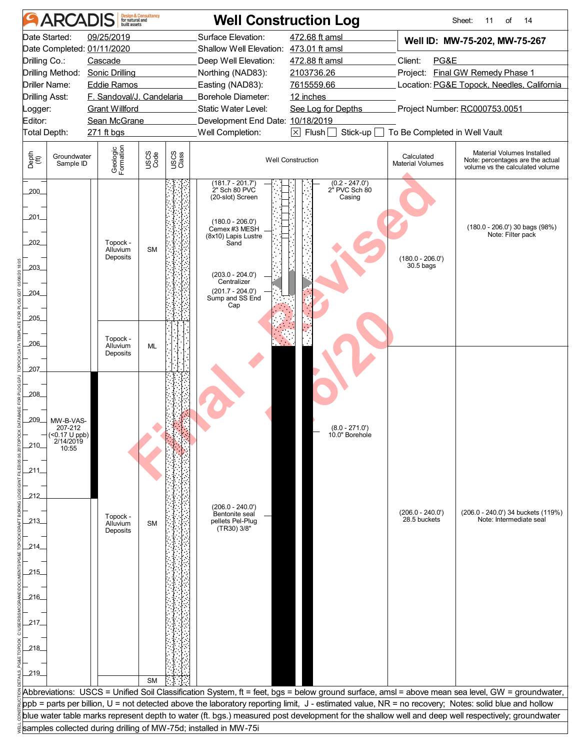# ARCADIS — Well Construction Log

| | | | |
|---|---|---|---|
| Date Started: | 09/25/2019 | Surface Elevation: | 472.68 ft amsl |
| Date Completed: | 01/11/2020 | Shallow Well Elevation: | 473.01 ft amsl |
| Drilling Co.: | Cascade | Deep Well Elevation: | 472.88 ft amsl |
| Drilling Method: | Sonic Drilling | Northing (NAD83): | 2103736.26 |
| Driller Name: | Eddie Ramos | Easting (NAD83): | 7615559.66 |
| Drilling Asst: | F. Sandoval/J. Candelaria | Borehole Diameter: | 12 inches |
| Logger: | Grant Willford | Static Water Level: | See Log for Depths |
| Editor: | Sean McGrane | Development End Date: | 10/18/2019 |
| Total Depth: | 271 ft bgs | Well Completion: | ☒ Flush ☐ Stick-up ☐ To Be Completed in Well Vault |

**Well ID: MW-75-202, MW-75-267**

Client: PG&E
Project: Final GW Remedy Phase 1
Location: PG&E Topock, Needles, California
Project Number: RC000753.0051

| Depth (ft) | Groundwater Sample ID | Geologic Formation | USCS Code | Well Construction | Calculated Material Volumes | Material Volumes Installed (Note: percentages are the actual volume vs the calculated volume) |
|---|---|---|---|---|---|---|
| 200–205 | | Topock - Alluvium Deposits | SM | (181.7 - 201.7') 2" Sch 80 PVC (20-slot) Screen; (180.0 - 206.0') Cemex #3 MESH (8x10) Lapis Lustre Sand; (203.0 - 204.0') Centralizer; (201.7 - 204.0') Sump and SS End Cap; (0.2 - 247.0') 2" PVC Sch 80 Casing | (180.0 - 206.0') 30.5 bags | (180.0 - 206.0') 30 bags (98%) Note: Filter pack |
| 205–207 | | Topock - Alluvium Deposits | ML | | | |
| 207–219 | MW-B-VAS-207-212 (<0.17 U ppb) 2/14/2019 10:55 | Topock - Alluvium Deposits | SM | (8.0 - 271.0') 10.0" Borehole; (206.0 - 240.0') Bentonite seal pellets Pel-Plug (TR30) 3/8" | (206.0 - 240.0') 28.5 buckets | (206.0 - 240.0') 34 buckets (119%) Note: Intermediate seal |
| 219– | | | SM | | | |

Abbreviations: USCS = Unified Soil Classification System, ft = feet, bgs = below ground surface, amsl = above mean sea level, GW = groundwater, ppb = parts per billion, U = not detected above the laboratory reporting limit, J - estimated value, NR = no recovery; Notes: solid blue and hollow blue water table marks represent depth to water (ft. bgs.) measured post development for the shallow well and deep well respectively; groundwater samples collected during drilling of MW-75d; installed in MW-75i

Final - Revised 5/6/20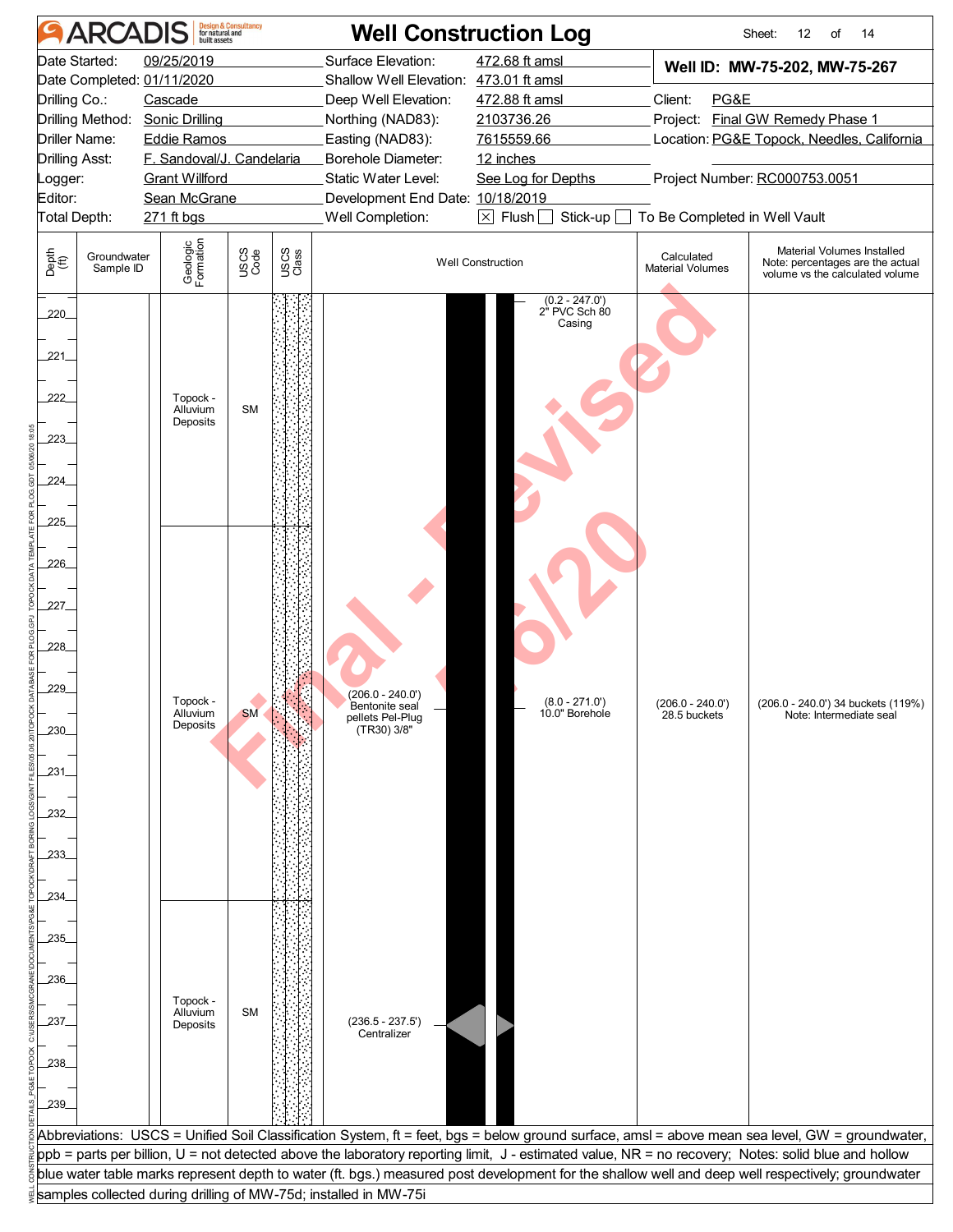# ARCADIS — Well Construction Log

Sheet: 12 of 14

| | | | |
|---|---|---|---|
| Date Started: 09/25/2019 | Surface Elevation: 472.68 ft amsl | **Well ID: MW-75-202, MW-75-267** | |
| Date Completed: 01/11/2020 | Shallow Well Elevation: 473.01 ft amsl | | |
| Drilling Co.: Cascade | Deep Well Elevation: 472.88 ft amsl | Client: PG&E | |
| Drilling Method: Sonic Drilling | Northing (NAD83): 2103736.26 | Project: Final GW Remedy Phase 1 | |
| Driller Name: Eddie Ramos | Easting (NAD83): 7615559.66 | Location: PG&E Topock, Needles, California | |
| Drilling Asst: F. Sandoval/J. Candelaria | Borehole Diameter: 12 inches | | |
| Logger: Grant Willford | Static Water Level: See Log for Depths | Project Number: RC000753.0051 | |
| Editor: Sean McGrane | Development End Date: 10/18/2019 | | |
| Total Depth: 271 ft bgs | Well Completion: [X] Flush [ ] Stick-up [ ] To Be Completed in Well Vault | | |

| Depth (ft) | Groundwater Sample ID | Geologic Formation | USCS Code | USCS Class | Well Construction | Calculated Material Volumes | Material Volumes Installed (Note: percentages are the actual volume vs the calculated volume) |
|---|---|---|---|---|---|---|---|
| 220–225 | | Topock - Alluvium Deposits | SM | | (0.2 - 247.0') 2" PVC Sch 80 Casing | | |
| 225–234 | | Topock - Alluvium Deposits | SM | | (206.0 - 240.0') Bentonite seal pellets Pel-Plug (TR30) 3/8"; (8.0 - 271.0') 10.0" Borehole | (206.0 - 240.0') 28.5 buckets | (206.0 - 240.0') 34 buckets (119%) Note: Intermediate seal |
| 234–239 | | Topock - Alluvium Deposits | SM | | (236.5 - 237.5') Centralizer | | |

Final - Revised 5/6/20

Abbreviations: USCS = Unified Soil Classification System, ft = feet, bgs = below ground surface, amsl = above mean sea level, GW = groundwater, ppb = parts per billion, U = not detected above the laboratory reporting limit, J - estimated value, NR = no recovery; Notes: solid blue and hollow blue water table marks represent depth to water (ft. bgs.) measured post development for the shallow well and deep well respectively; groundwater samples collected during drilling of MW-75d; installed in MW-75i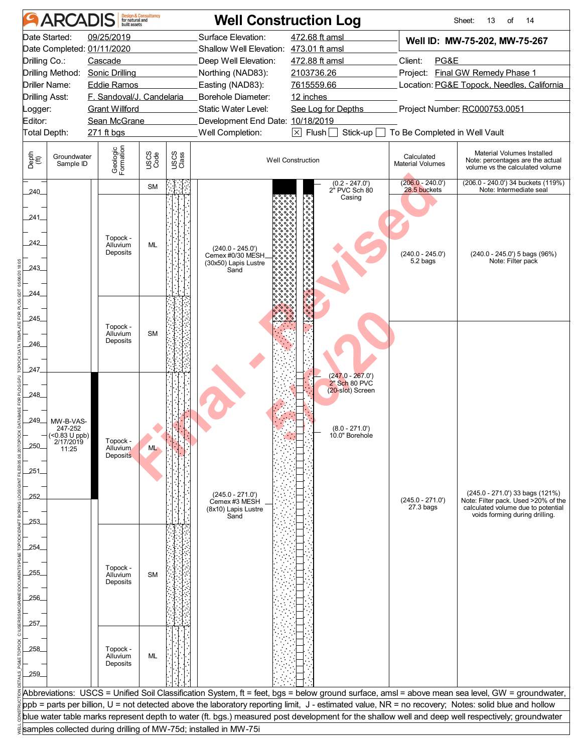# ARCADIS Well Construction Log

**Well ID: MW-75-202, MW-75-267**

| | | | |
|---|---|---|---|
| Date Started: | 09/25/2019 | Surface Elevation: | 472.68 ft amsl |
| Date Completed: | 01/11/2020 | Shallow Well Elevation: | 473.01 ft amsl |
| Drilling Co.: | Cascade | Deep Well Elevation: | 472.88 ft amsl |
| Drilling Method: | Sonic Drilling | Northing (NAD83): | 2103736.26 |
| Driller Name: | Eddie Ramos | Easting (NAD83): | 7615559.66 |
| Drilling Asst: | F. Sandoval/J. Candelaria | Borehole Diameter: | 12 inches |
| Logger: | Grant Willford | Static Water Level: | See Log for Depths |
| Editor: | Sean McGrane | Development End Date: | 10/18/2019 |
| Total Depth: | 271 ft bgs | Well Completion: | ☒ Flush ☐ Stick-up ☐ To Be Completed in Well Vault |

Client: PG&E
Project: Final GW Remedy Phase 1
Location: PG&E Topock, Needles, California
Project Number: RC000753.0051

| Depth (ft) | Groundwater Sample ID | Geologic Formation | USCS Code | Well Construction | Calculated Material Volumes | Material Volumes Installed (Note: percentages are the actual volume vs the calculated volume) |
|---|---|---|---|---|---|---|
| 240 | | | SM | (0.2 - 247.0') 2" PVC Sch 80 Casing | (206.0 - 240.0') 28.5 buckets | (206.0 - 240.0') 34 buckets (119%) Note: Intermediate seal |
| 240–244 | | Topock - Alluvium Deposits | ML | (240.0 - 245.0') Cemex #0/30 MESH (30x50) Lapis Lustre Sand | (240.0 - 245.0') 5.2 bags | (240.0 - 245.0') 5 bags (96%) Note: Filter pack |
| 244–247 | | Topock - Alluvium Deposits | SM | (247.0 - 267.0') 2" Sch 80 PVC (20-slot) Screen | | |
| 247–253 | MW-B-VAS-247-252 (<0.83 U ppb) 2/17/2019 11:25 | Topock - Alluvium Deposits | ML | (8.0 - 271.0') 10.0" Borehole | | |
| 253–257 | | Topock - Alluvium Deposits | SM | (245.0 - 271.0') Cemex #3 MESH (8x10) Lapis Lustre Sand | (245.0 - 271.0') 27.3 bags | (245.0 - 271.0') 33 bags (121%) Note: Filter pack. Used >20% of the calculated volume due to potential voids forming during drilling. |
| 257–259 | | Topock - Alluvium Deposits | ML | | | |

Final - Revised 5/6/20

Abbreviations: USCS = Unified Soil Classification System, ft = feet, bgs = below ground surface, amsl = above mean sea level, GW = groundwater, ppb = parts per billion, U = not detected above the laboratory reporting limit, J - estimated value, NR = no recovery; Notes: solid blue and hollow blue water table marks represent depth to water (ft. bgs.) measured post development for the shallow well and deep well respectively; groundwater samples collected during drilling of MW-75d; installed in MW-75i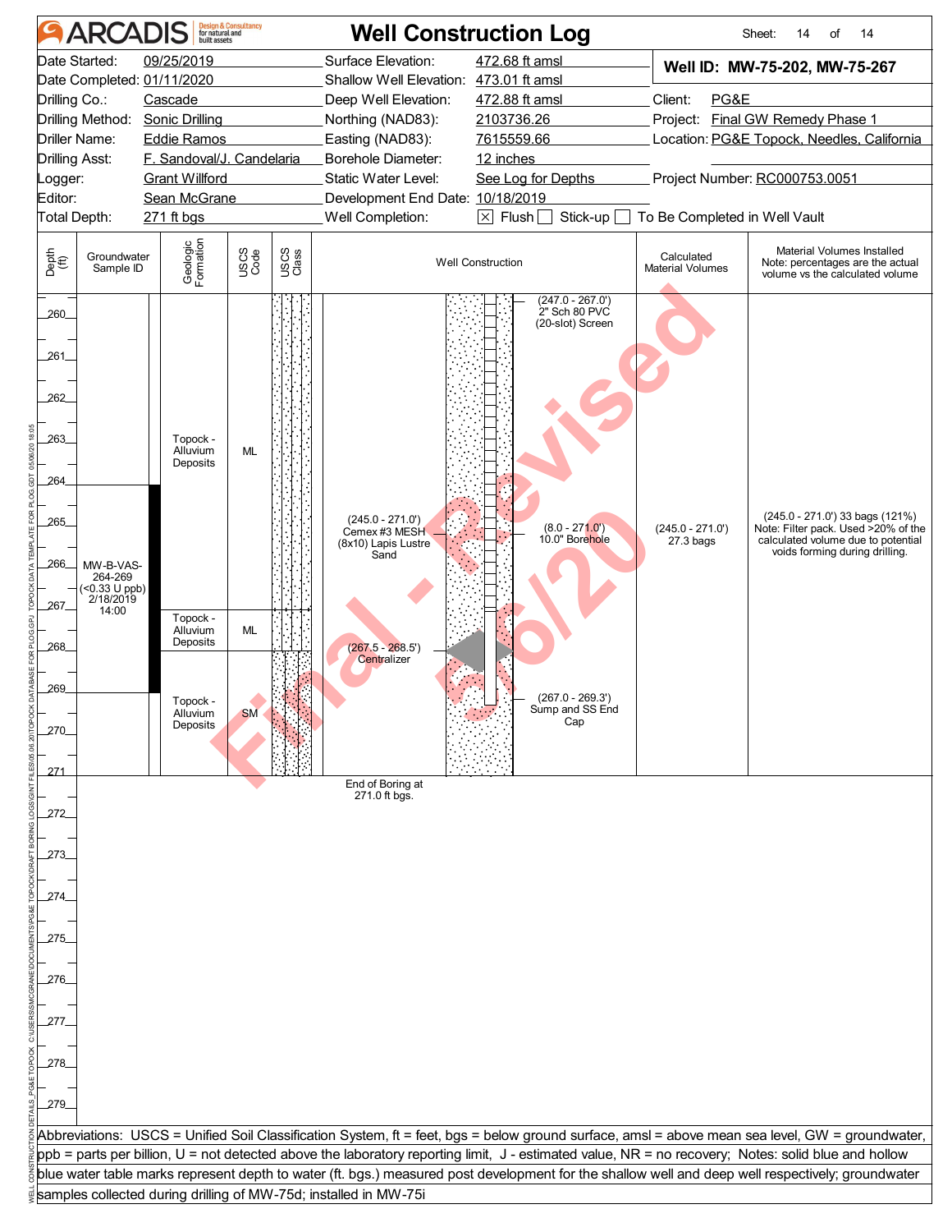# ARCADIS — Well Construction Log

Sheet: 14 of 14

| | | | |
|---|---|---|---|
| Date Started: | 09/25/2019 | Surface Elevation: | 472.68 ft amsl |
| Date Completed: | 01/11/2020 | Shallow Well Elevation: | 473.01 ft amsl |
| Drilling Co.: | Cascade | Deep Well Elevation: | 472.88 ft amsl |
| Drilling Method: | Sonic Drilling | Northing (NAD83): | 2103736.26 |
| Driller Name: | Eddie Ramos | Easting (NAD83): | 7615559.66 |
| Drilling Asst: | F. Sandoval/J. Candelaria | Borehole Diameter: | 12 inches |
| Logger: | Grant Willford | Static Water Level: | See Log for Depths |
| Editor: | Sean McGrane | Development End Date: | 10/18/2019 |
| Total Depth: | 271 ft bgs | Well Completion: | [X] Flush [ ] Stick-up [ ] To Be Completed in Well Vault |

**Well ID: MW-75-202, MW-75-267**

Client: PG&E
Project: Final GW Remedy Phase 1
Location: PG&E Topock, Needles, California
Project Number: RC000753.0051

| Depth (ft) | Groundwater Sample ID | Geologic Formation | USCS Code | Well Construction | Calculated Material Volumes | Material Volumes Installed (Note: percentages are the actual volume vs the calculated volume) |
|---|---|---|---|---|---|---|
| 260–267 | | Topock - Alluvium Deposits | ML | (247.0 - 267.0') 2" Sch 80 PVC (20-slot) Screen | | |
| 264–269 | MW-B-VAS-264-269 (<0.33 U ppb) 2/18/2019 14:00 | | | (245.0 - 271.0') Cemex #3 MESH (8x10) Lapis Lustre Sand; (8.0 - 271.0') 10.0" Borehole | (245.0 - 271.0') 27.3 bags | (245.0 - 271.0') 33 bags (121%) Note: Filter pack. Used >20% of the calculated volume due to potential voids forming during drilling. |
| 267–268 | | Topock - Alluvium Deposits | ML | (267.5 - 268.5') Centralizer | | |
| 268–271 | | Topock - Alluvium Deposits | SM | (267.0 - 269.3') Sump and SS End Cap | | |
| 271 | | | | End of Boring at 271.0 ft bgs. | | |

Final - Revised 5/6/20

Abbreviations: USCS = Unified Soil Classification System, ft = feet, bgs = below ground surface, amsl = above mean sea level, GW = groundwater, ppb = parts per billion, U = not detected above the laboratory reporting limit, J - estimated value, NR = no recovery; Notes: solid blue and hollow blue water table marks represent depth to water (ft. bgs.) measured post development for the shallow well and deep well respectively; groundwater samples collected during drilling of MW-75d; installed in MW-75i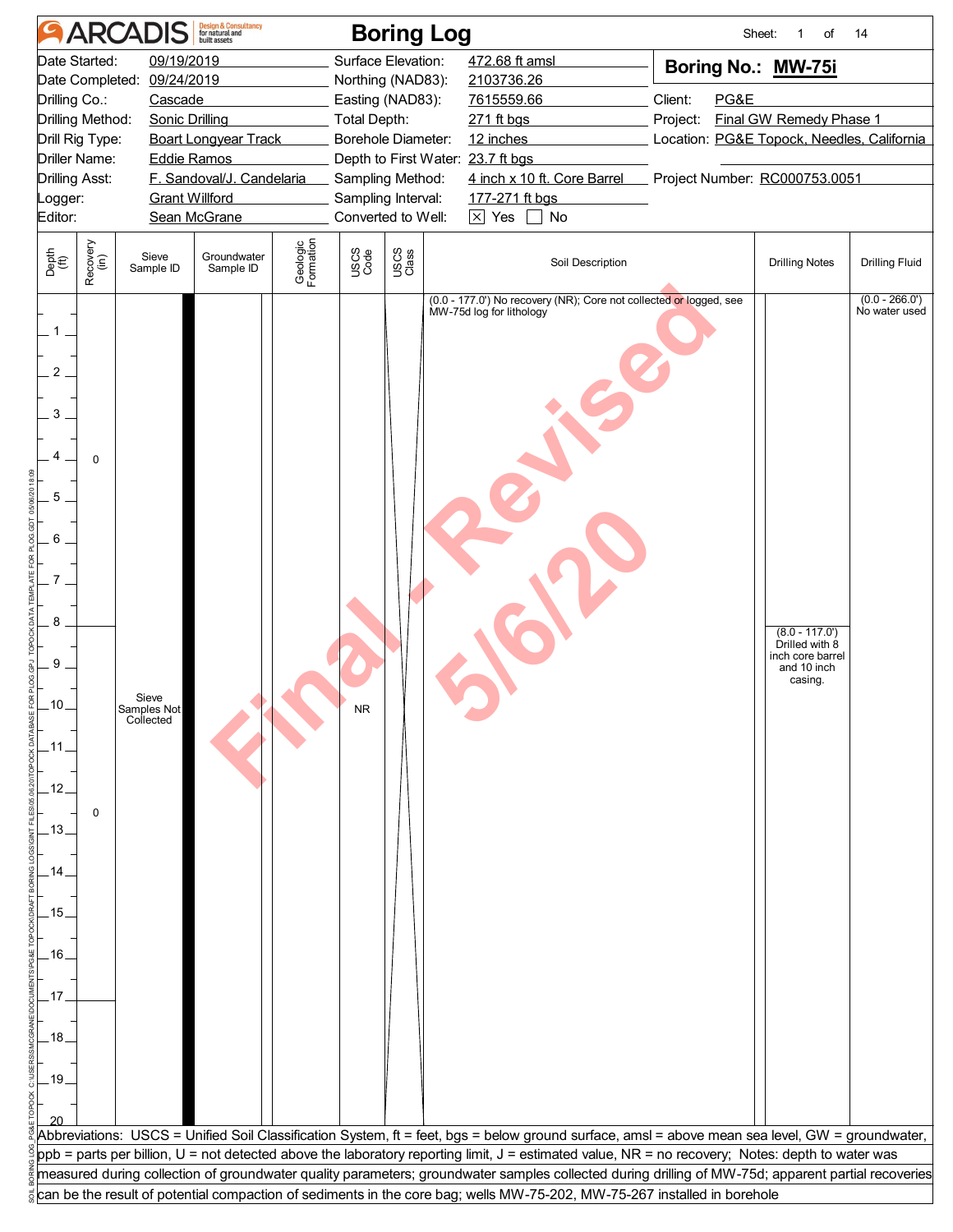# ARCADIS Boring Log

Sheet: 1 of 14

| | | | | | |
|---|---|---|---|---|---|
| Date Started: | 09/19/2019 | Surface Elevation: | 472.68 ft amsl | **Boring No.:** | **MW-75i** |
| Date Completed: | 09/24/2019 | Northing (NAD83): | 2103736.26 | | |
| Drilling Co.: | Cascade | Easting (NAD83): | 7615559.66 | Client: | PG&E |
| Drilling Method: | Sonic Drilling | Total Depth: | 271 ft bgs | Project: | Final GW Remedy Phase 1 |
| Drill Rig Type: | Boart Longyear Track | Borehole Diameter: | 12 inches | Location: | PG&E Topock, Needles, California |
| Driller Name: | Eddie Ramos | Depth to First Water: | 23.7 ft bgs | | |
| Drilling Asst: | F. Sandoval/J. Candelaria | Sampling Method: | 4 inch x 10 ft. Core Barrel | Project Number: | RC000753.0051 |
| Logger: | Grant Willford | Sampling Interval: | 177-271 ft bgs | | |
| Editor: | Sean McGrane | Converted to Well: | ☒ Yes ☐ No | | |

Final - Revised 5/6/20

| Depth (ft) | Recovery (in) | Sieve Sample ID | Groundwater Sample ID | Geologic Formation | USCS Code | USCS Class | Soil Description | Drilling Notes | Drilling Fluid |
|---|---|---|---|---|---|---|---|---|---|
| 0–8 | 0 | Sieve Samples Not Collected | | | NR | | (0.0 - 177.0') No recovery (NR); Core not collected or logged, see MW-75d log for lithology | | (0.0 - 266.0') No water used |
| 8–17 | 0 | | | | | | | (8.0 - 117.0') Drilled with 8 inch core barrel and 10 inch casing. | |
| 17–20 | | | | | | | | | |

Abbreviations: USCS = Unified Soil Classification System, ft = feet, bgs = below ground surface, amsl = above mean sea level, GW = groundwater, ppb = parts per billion, U = not detected above the laboratory reporting limit, J = estimated value, NR = no recovery; Notes: depth to water was measured during collection of groundwater quality parameters; groundwater samples collected during drilling of MW-75d; apparent partial recoveries can be the result of potential compaction of sediments in the core bag; wells MW-75-202, MW-75-267 installed in borehole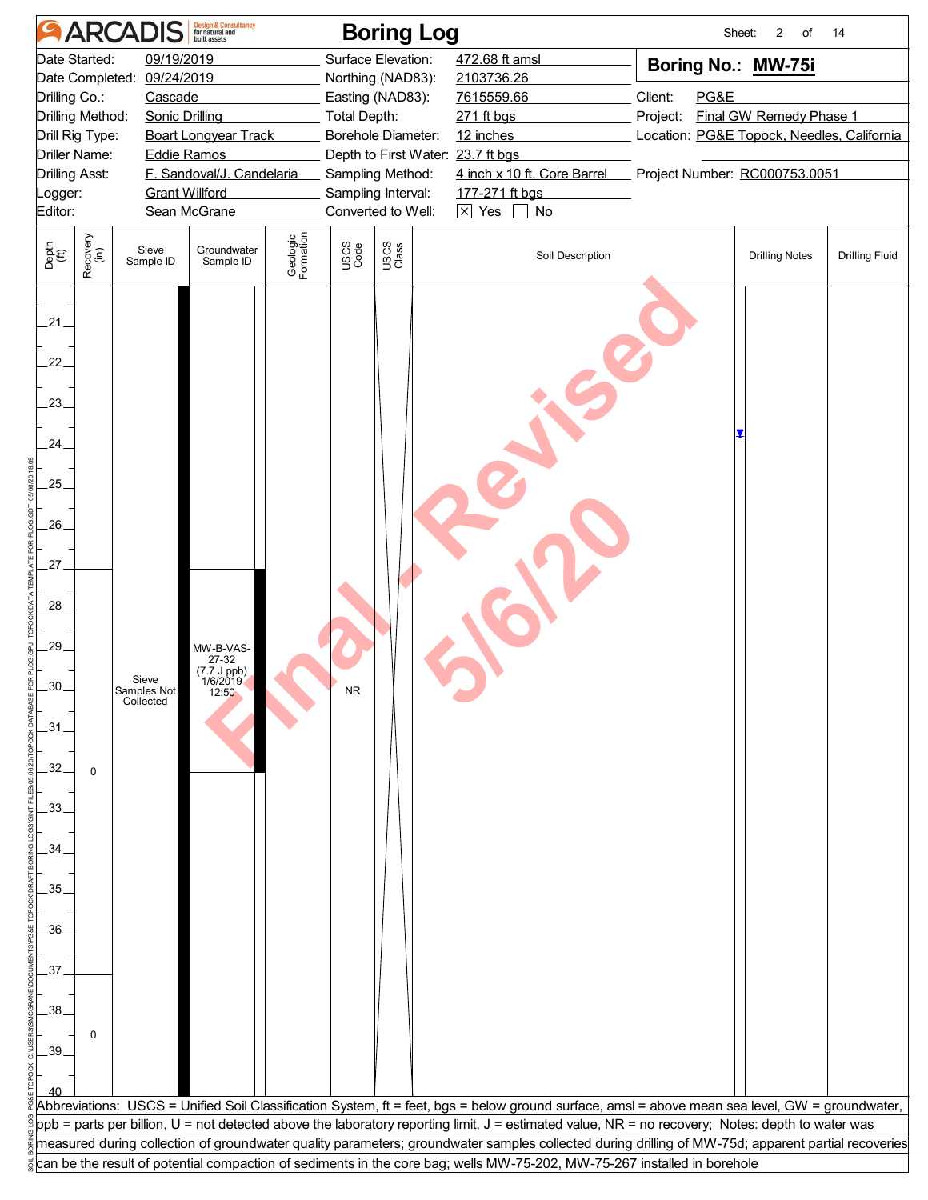# ARCADIS — Boring Log

| | | | | | |
|---|---|---|---|---|---|
| Date Started: | 09/19/2019 | Surface Elevation: | 472.68 ft amsl | **Boring No.:** | **MW-75i** |
| Date Completed: | 09/24/2019 | Northing (NAD83): | 2103736.26 | | |
| Drilling Co.: | Cascade | Easting (NAD83): | 7615559.66 | Client: | PG&E |
| Drilling Method: | Sonic Drilling | Total Depth: | 271 ft bgs | Project: | Final GW Remedy Phase 1 |
| Drill Rig Type: | Boart Longyear Track | Borehole Diameter: | 12 inches | Location: | PG&E Topock, Needles, California |
| Driller Name: | Eddie Ramos | Depth to First Water: | 23.7 ft bgs | | |
| Drilling Asst: | F. Sandoval/J. Candelaria | Sampling Method: | 4 inch x 10 ft. Core Barrel | Project Number: | RC000753.0051 |
| Logger: | Grant Willford | Sampling Interval: | 177-271 ft bgs | | |
| Editor: | Sean McGrane | Converted to Well: | ☒ Yes ☐ No | | |

| Depth (ft) | Recovery (in) | Sieve Sample ID | Groundwater Sample ID | Geologic Formation | USCS Code | USCS Class | Soil Description | Drilling Notes | Drilling Fluid |
|---|---|---|---|---|---|---|---|---|---|
| 21–27 | | Sieve Samples Not Collected | | | NR | | | ▼ (23.7) | |
| 27–32 | 0 | | MW-B-VAS-27-32 (7.7 J ppb) 1/6/2019 12:50 | | | | | | |
| 32–37 | | | | | | | | | |
| 37–40 | 0 | | | | | | | | |

Final - Revised 5/6/20

Abbreviations: USCS = Unified Soil Classification System, ft = feet, bgs = below ground surface, amsl = above mean sea level, GW = groundwater, ppb = parts per billion, U = not detected above the laboratory reporting limit, J = estimated value, NR = no recovery; Notes: depth to water was measured during collection of groundwater quality parameters; groundwater samples collected during drilling of MW-75d; apparent partial recoveries can be the result of potential compaction of sediments in the core bag; wells MW-75-202, MW-75-267 installed in borehole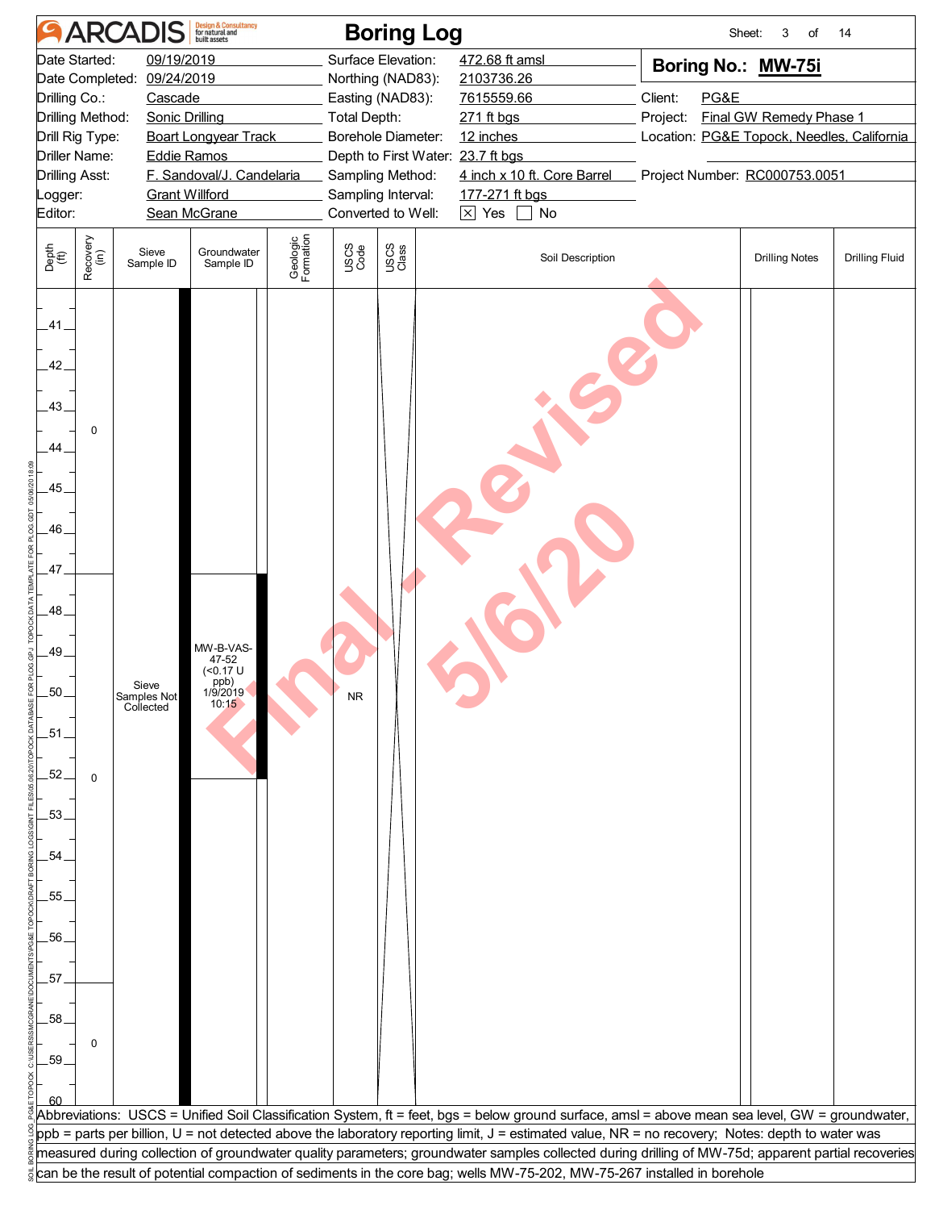# ARCADIS Boring Log

Sheet: 3 of 14

| | | | |
|---|---|---|---|
| Date Started: | 09/19/2019 | Surface Elevation: | 472.68 ft amsl |
| Date Completed: | 09/24/2019 | Northing (NAD83): | 2103736.26 |
| Drilling Co.: | Cascade | Easting (NAD83): | 7615559.66 |
| Drilling Method: | Sonic Drilling | Total Depth: | 271 ft bgs |
| Drill Rig Type: | Boart Longyear Track | Borehole Diameter: | 12 inches |
| Driller Name: | Eddie Ramos | Depth to First Water: | 23.7 ft bgs |
| Drilling Asst: | F. Sandoval/J. Candelaria | Sampling Method: | 4 inch x 10 ft. Core Barrel |
| Logger: | Grant Willford | Sampling Interval: | 177-271 ft bgs |
| Editor: | Sean McGrane | Converted to Well: | ☒ Yes ☐ No |

**Boring No.: MW-75i**

Client: PG&E
Project: Final GW Remedy Phase 1
Location: PG&E Topock, Needles, California
Project Number: RC000753.0051

| Depth (ft) | Recovery (in) | Sieve Sample ID | Groundwater Sample ID | Geologic Formation | USCS Code | USCS Class | Soil Description | Drilling Notes | Drilling Fluid |
|---|---|---|---|---|---|---|---|---|---|
| 40–47 | 0 | Sieve Samples Not Collected | | | NR | | | | |
| 47–52 | 0 | | MW-B-VAS-47-52 (<0.17 U ppb) 1/9/2019 10:15 | | | | | | |
| 52–57 | | | | | | | | | |
| 57–60 | 0 | | | | | | | | |

Final - Revised 5/6/20

Abbreviations: USCS = Unified Soil Classification System, ft = feet, bgs = below ground surface, amsl = above mean sea level, GW = groundwater, ppb = parts per billion, U = not detected above the laboratory reporting limit, J = estimated value, NR = no recovery; Notes: depth to water was measured during collection of groundwater quality parameters; groundwater samples collected during drilling of MW-75d; apparent partial recoveries can be the result of potential compaction of sediments in the core bag; wells MW-75-202, MW-75-267 installed in borehole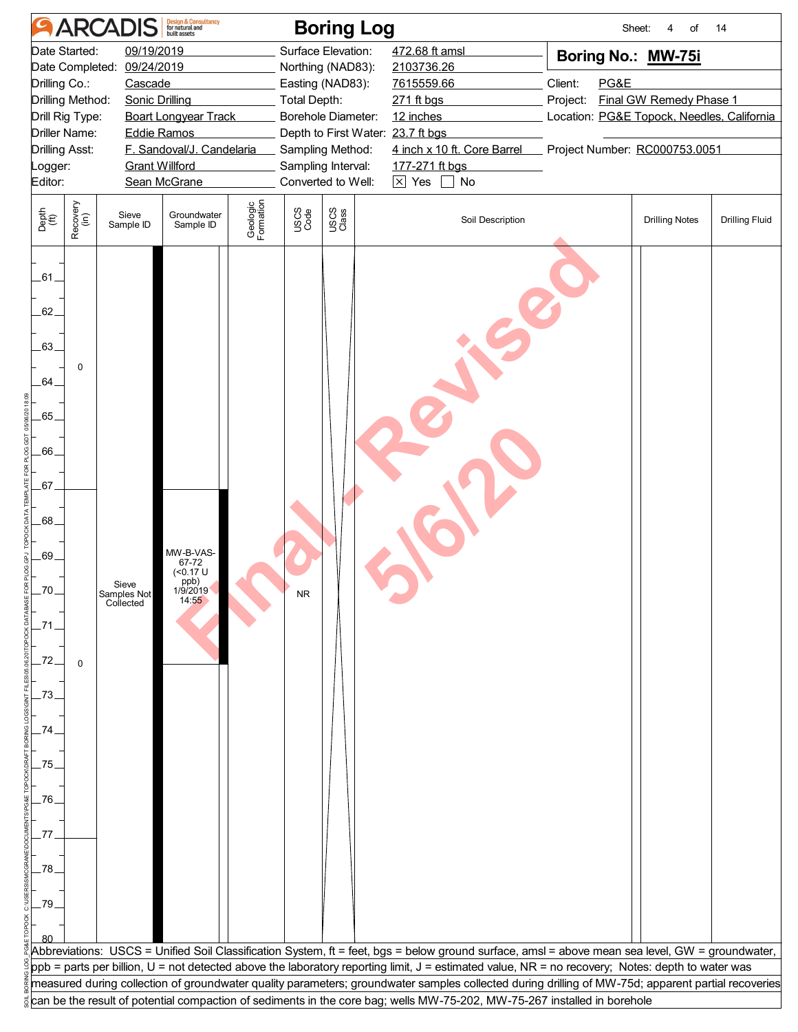# ARCADIS Boring Log

Sheet: 4 of 14

| | | | |
|---|---|---|---|
| Date Started: | 09/19/2019 | Surface Elevation: | 472.68 ft amsl |
| Date Completed: | 09/24/2019 | Northing (NAD83): | 2103736.26 |
| Drilling Co.: | Cascade | Easting (NAD83): | 7615559.66 |
| Drilling Method: | Sonic Drilling | Total Depth: | 271 ft bgs |
| Drill Rig Type: | Boart Longyear Track | Borehole Diameter: | 12 inches |
| Driller Name: | Eddie Ramos | Depth to First Water: | 23.7 ft bgs |
| Drilling Asst: | F. Sandoval/J. Candelaria | Sampling Method: | 4 inch x 10 ft. Core Barrel |
| Logger: | Grant Willford | Sampling Interval: | 177-271 ft bgs |
| Editor: | Sean McGrane | Converted to Well: | ☒ Yes ☐ No |

**Boring No.: MW-75i**

Client: PG&E
Project: Final GW Remedy Phase 1
Location: PG&E Topock, Needles, California
Project Number: RC000753.0051

| Depth (ft) | Recovery (in) | Sieve Sample ID | Groundwater Sample ID | Geologic Formation | USCS Code | USCS Class | Soil Description | Drilling Notes | Drilling Fluid |
|---|---|---|---|---|---|---|---|---|---|
| 61–67 | 0 | | | | | | | | |
| 67–77 | 0 | Sieve Samples Not Collected | MW-B-VAS-67-72 (<0.17 U ppb) 1/9/2019 14:55 | | NR | | | | |
| 77–80 | | | | | | | | | |

Abbreviations: USCS = Unified Soil Classification System, ft = feet, bgs = below ground surface, amsl = above mean sea level, GW = groundwater, ppb = parts per billion, U = not detected above the laboratory reporting limit, J = estimated value, NR = no recovery; Notes: depth to water was measured during collection of groundwater quality parameters; groundwater samples collected during drilling of MW-75d; apparent partial recoveries can be the result of potential compaction of sediments in the core bag; wells MW-75-202, MW-75-267 installed in borehole

Final - Revised 5/6/20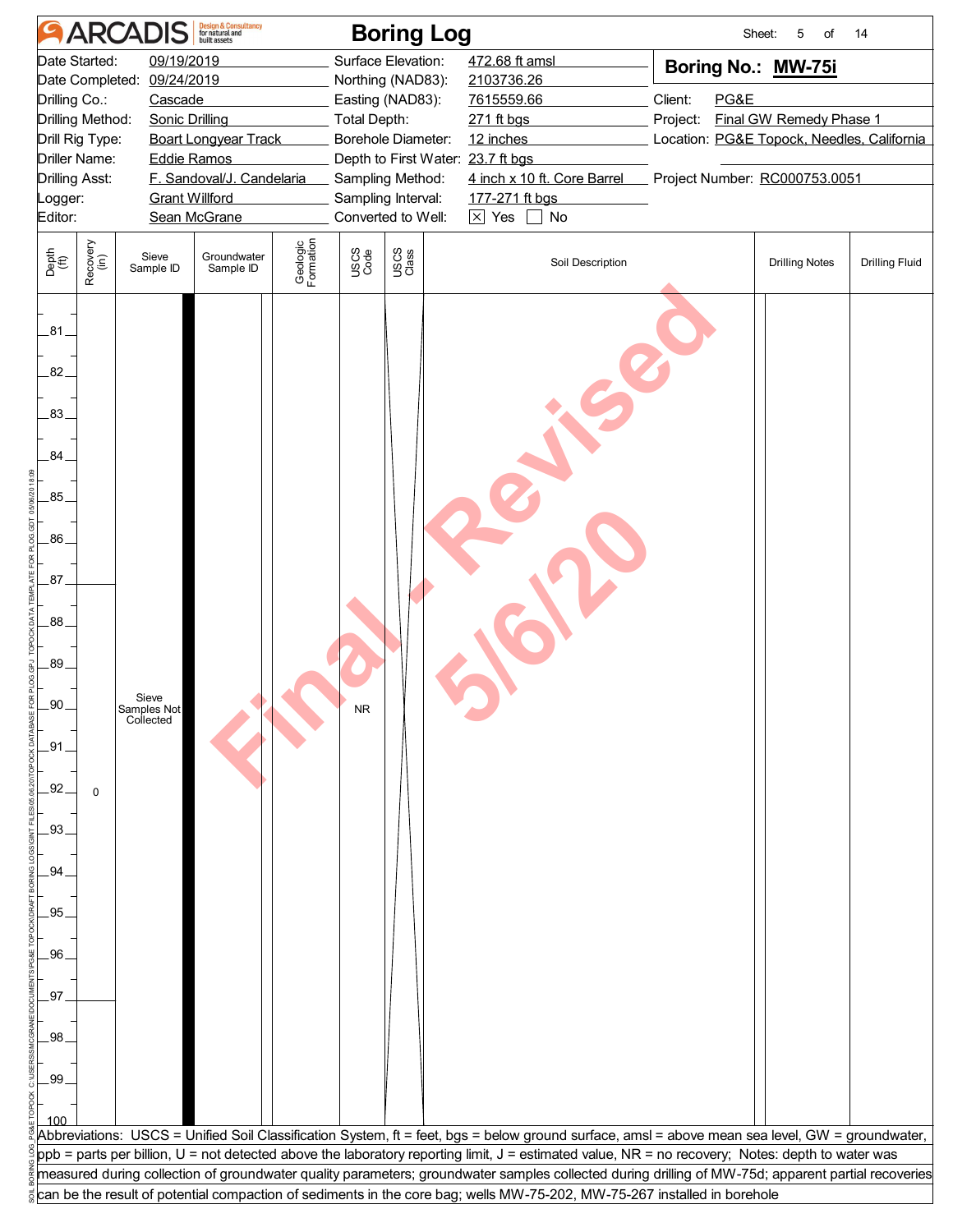# Boring Log

Sheet: 5 of 14

| | | | |
|---|---|---|---|
| Date Started: | 09/19/2019 | Surface Elevation: | 472.68 ft amsl |
| Date Completed: | 09/24/2019 | Northing (NAD83): | 2103736.26 |
| Drilling Co.: | Cascade | Easting (NAD83): | 7615559.66 |
| Drilling Method: | Sonic Drilling | Total Depth: | 271 ft bgs |
| Drill Rig Type: | Boart Longyear Track | Borehole Diameter: | 12 inches |
| Driller Name: | Eddie Ramos | Depth to First Water: | 23.7 ft bgs |
| Drilling Asst: | F. Sandoval/J. Candelaria | Sampling Method: | 4 inch x 10 ft. Core Barrel |
| Logger: | Grant Willford | Sampling Interval: | 177-271 ft bgs |
| Editor: | Sean McGrane | Converted to Well: | ☒ Yes ☐ No |

**Boring No.: MW-75i**

Client: PG&E
Project: Final GW Remedy Phase 1
Location: PG&E Topock, Needles, California
Project Number: RC000753.0051

| Depth (ft) | Recovery (in) | Sieve Sample ID | Groundwater Sample ID | Geologic Formation | USCS Code | USCS Class | Soil Description | Drilling Notes | Drilling Fluid |
|---|---|---|---|---|---|---|---|---|---|
| 81–87 | | | | | | | | | |
| 87–97 | 0 | Sieve Samples Not Collected | | | NR | | | | |
| 97–100 | | | | | | | | | |

Final - Revised 5/6/20

Abbreviations: USCS = Unified Soil Classification System, ft = feet, bgs = below ground surface, amsl = above mean sea level, GW = groundwater, ppb = parts per billion, U = not detected above the laboratory reporting limit, J = estimated value, NR = no recovery; Notes: depth to water was measured during collection of groundwater quality parameters; groundwater samples collected during drilling of MW-75d; apparent partial recoveries can be the result of potential compaction of sediments in the core bag; wells MW-75-202, MW-75-267 installed in borehole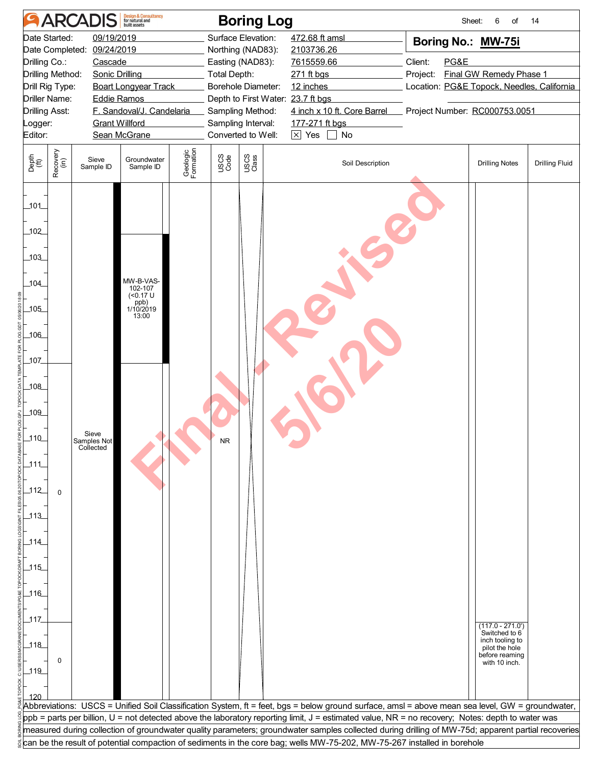# Boring Log

Sheet: 6 of 14

| | | | | | |
|---|---|---|---|---|---|
| Date Started: | 09/19/2019 | Surface Elevation: | 472.68 ft amsl | **Boring No.:** | **MW-75i** |
| Date Completed: | 09/24/2019 | Northing (NAD83): | 2103736.26 | | |
| Drilling Co.: | Cascade | Easting (NAD83): | 7615559.66 | Client: | PG&E |
| Drilling Method: | Sonic Drilling | Total Depth: | 271 ft bgs | Project: | Final GW Remedy Phase 1 |
| Drill Rig Type: | Boart Longyear Track | Borehole Diameter: | 12 inches | Location: | PG&E Topock, Needles, California |
| Driller Name: | Eddie Ramos | Depth to First Water: | 23.7 ft bgs | | |
| Drilling Asst: | F. Sandoval/J. Candelaria | Sampling Method: | 4 inch x 10 ft. Core Barrel | Project Number: | RC000753.0051 |
| Logger: | Grant Willford | Sampling Interval: | 177-271 ft bgs | | |
| Editor: | Sean McGrane | Converted to Well: | ☒ Yes ☐ No | | |

| Depth (ft) | Recovery (in) | Sieve Sample ID | Groundwater Sample ID | Geologic Formation | USCS Code | USCS Class | Soil Description | Drilling Notes | Drilling Fluid |
|---|---|---|---|---|---|---|---|---|---|
| 101–107 | | | MW-B-VAS-102-107 (<0.17 U ppb) 1/10/2019 13:00 | | | | | | |
| 107–117 | 0 | Sieve Samples Not Collected | | | NR | | | | |
| 117–120 | 0 | | | | | | | (117.0 - 271.0') Switched to 6 inch tooling to pilot the hole before reaming with 10 inch. | |

Abbreviations: USCS = Unified Soil Classification System, ft = feet, bgs = below ground surface, amsl = above mean sea level, GW = groundwater, ppb = parts per billion, U = not detected above the laboratory reporting limit, J = estimated value, NR = no recovery; Notes: depth to water was measured during collection of groundwater quality parameters; groundwater samples collected during drilling of MW-75d; apparent partial recoveries can be the result of potential compaction of sediments in the core bag; wells MW-75-202, MW-75-267 installed in borehole

Final - Revised 5/6/20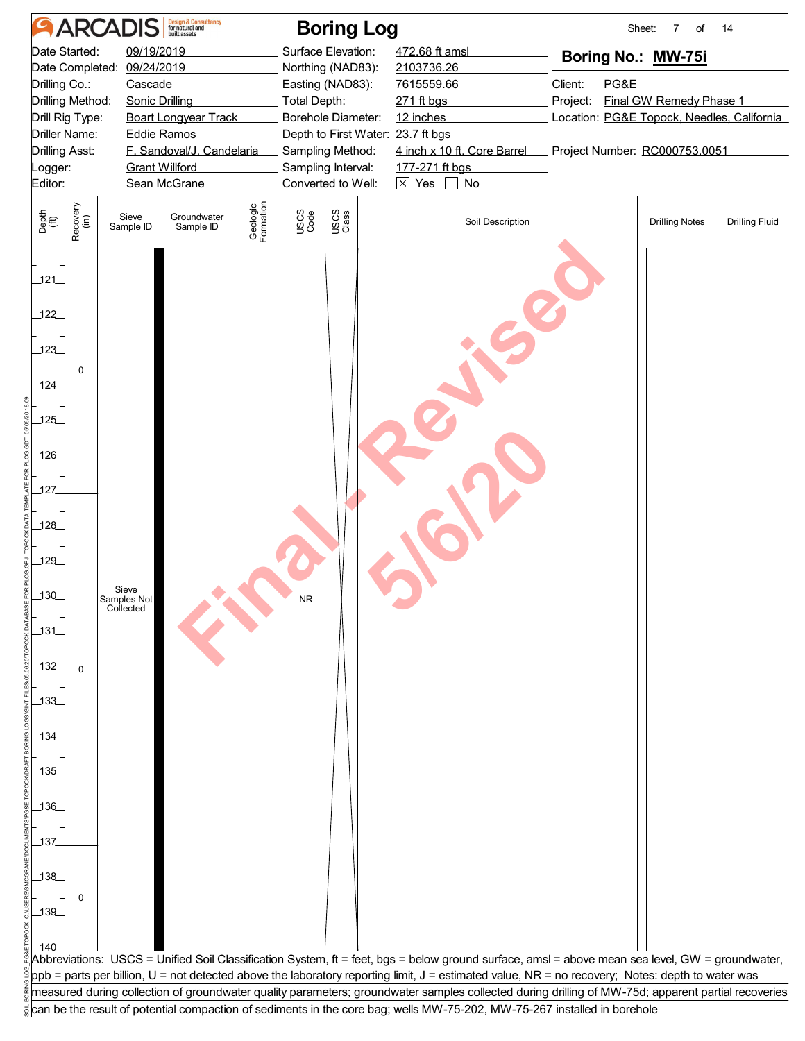# Boring Log

**Boring No.: MW-75i**

| | | | |
|---|---|---|---|
| Date Started: | 09/19/2019 | Surface Elevation: | 472.68 ft amsl |
| Date Completed: | 09/24/2019 | Northing (NAD83): | 2103736.26 |
| Drilling Co.: | Cascade | Easting (NAD83): | 7615559.66 |
| Drilling Method: | Sonic Drilling | Total Depth: | 271 ft bgs |
| Drill Rig Type: | Boart Longyear Track | Borehole Diameter: | 12 inches |
| Driller Name: | Eddie Ramos | Depth to First Water: | 23.7 ft bgs |
| Drilling Asst: | F. Sandoval/J. Candelaria | Sampling Method: | 4 inch x 10 ft. Core Barrel |
| Logger: | Grant Willford | Sampling Interval: | 177-271 ft bgs |
| Editor: | Sean McGrane | Converted to Well: | ☒ Yes ☐ No |

Client: PG&E
Project: Final GW Remedy Phase 1
Location: PG&E Topock, Needles, California
Project Number: RC000753.0051

| Depth (ft) | Recovery (in) | Sieve Sample ID | Groundwater Sample ID | Geologic Formation | USCS Code | USCS Class | Soil Description | Drilling Notes | Drilling Fluid |
|---|---|---|---|---|---|---|---|---|---|
| 120–127 | 0 | Sieve Samples Not Collected | | | NR | | | | |
| 127–137 | 0 | | | | | | | | |
| 137–140 | 0 | | | | | | | | |

Abbreviations: USCS = Unified Soil Classification System, ft = feet, bgs = below ground surface, amsl = above mean sea level, GW = groundwater, ppb = parts per billion, U = not detected above the laboratory reporting limit, J = estimated value, NR = no recovery; Notes: depth to water was measured during collection of groundwater quality parameters; groundwater samples collected during drilling of MW-75d; apparent partial recoveries can be the result of potential compaction of sediments in the core bag; wells MW-75-202, MW-75-267 installed in borehole

Final - Revised 5/6/20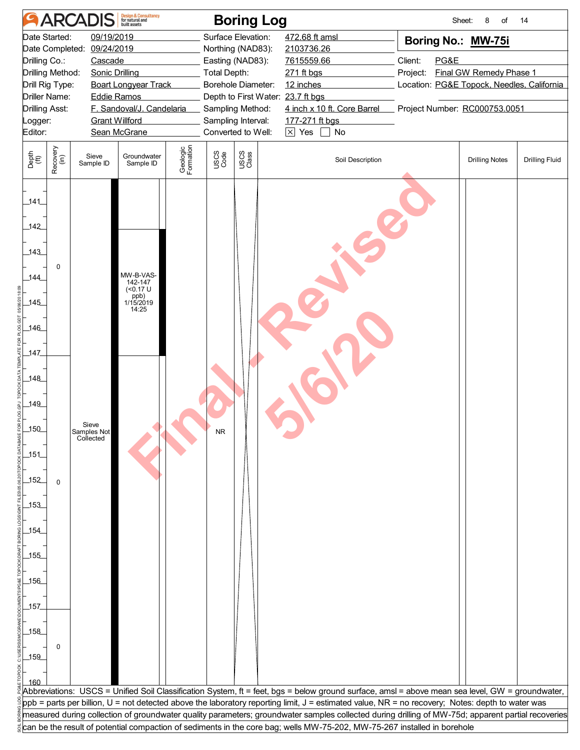# ARCADIS — Boring Log

Sheet: 8 of 14

| | | | |
|---|---|---|---|
| Date Started: | 09/19/2019 | Surface Elevation: | 472.68 ft amsl |
| Date Completed: | 09/24/2019 | Northing (NAD83): | 2103736.26 |
| Drilling Co.: | Cascade | Easting (NAD83): | 7615559.66 |
| Drilling Method: | Sonic Drilling | Total Depth: | 271 ft bgs |
| Drill Rig Type: | Boart Longyear Track | Borehole Diameter: | 12 inches |
| Driller Name: | Eddie Ramos | Depth to First Water: | 23.7 ft bgs |
| Drilling Asst: | F. Sandoval/J. Candelaria | Sampling Method: | 4 inch x 10 ft. Core Barrel |
| Logger: | Grant Willford | Sampling Interval: | 177-271 ft bgs |
| Editor: | Sean McGrane | Converted to Well: | [X] Yes [ ] No |

**Boring No.: MW-75i**

Client: PG&E
Project: Final GW Remedy Phase 1
Location: PG&E Topock, Needles, California
Project Number: RC000753.0051

| Depth (ft) | Recovery (in) | Sieve Sample ID | Groundwater Sample ID | Geologic Formation | USCS Code | USCS Class | Soil Description | Drilling Notes | Drilling Fluid |
|---|---|---|---|---|---|---|---|---|---|
| 140–147 | 0 | Sieve Samples Not Collected | MW-B-VAS-142-147 (<0.17 U ppb) 1/15/2019 14:25 | | NR | | | | |
| 147–157 | 0 | | | | NR | | | | |
| 157–160 | 0 | | | | NR | | | | |

Final - Revised 5/6/20

Abbreviations: USCS = Unified Soil Classification System, ft = feet, bgs = below ground surface, amsl = above mean sea level, GW = groundwater, ppb = parts per billion, U = not detected above the laboratory reporting limit, J = estimated value, NR = no recovery; Notes: depth to water was measured during collection of groundwater quality parameters; groundwater samples collected during drilling of MW-75d; apparent partial recoveries can be the result of potential compaction of sediments in the core bag; wells MW-75-202, MW-75-267 installed in borehole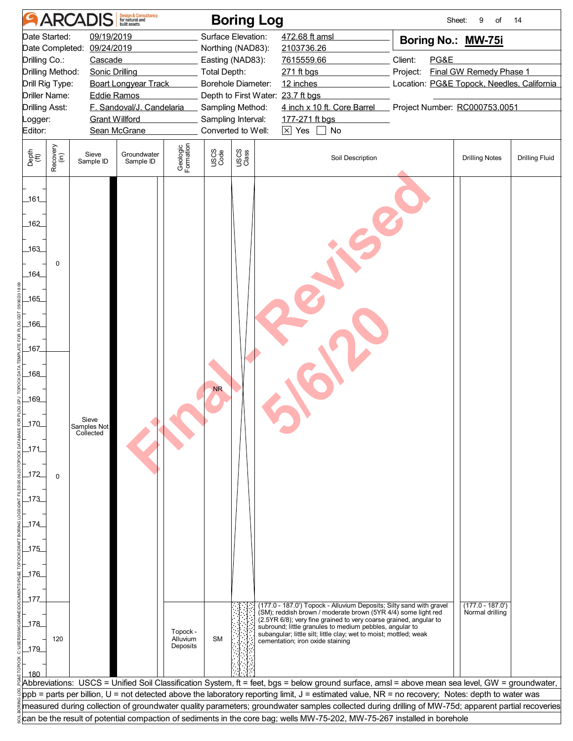# ARCADIS Boring Log

Sheet: 9 of 14

| | | | |
|---|---|---|---|
| Date Started: | 09/19/2019 | Surface Elevation: | 472.68 ft amsl |
| Date Completed: | 09/24/2019 | Northing (NAD83): | 2103736.26 |
| Drilling Co.: | Cascade | Easting (NAD83): | 7615559.66 |
| Drilling Method: | Sonic Drilling | Total Depth: | 271 ft bgs |
| Drill Rig Type: | Boart Longyear Track | Borehole Diameter: | 12 inches |
| Driller Name: | Eddie Ramos | Depth to First Water: | 23.7 ft bgs |
| Drilling Asst: | F. Sandoval/J. Candelaria | Sampling Method: | 4 inch x 10 ft. Core Barrel |
| Logger: | Grant Willford | Sampling Interval: | 177-271 ft bgs |
| Editor: | Sean McGrane | Converted to Well: | [X] Yes [ ] No |

**Boring No.: MW-75i**

Client: PG&E
Project: Final GW Remedy Phase 1
Location: PG&E Topock, Needles, California
Project Number: RC000753.0051

| Depth (ft) | Recovery (in) | Sieve Sample ID | Groundwater Sample ID | Geologic Formation | USCS Code | USCS Class | Soil Description | Drilling Notes | Drilling Fluid |
|---|---|---|---|---|---|---|---|---|---|
| 160–167 | 0 | Sieve Samples Not Collected | | | NR | | | | |
| 167–177 | 0 | | | | | | | | |
| 177–180 | 120 | | | Topock - Alluvium Deposits | SM | | (177.0 - 187.0') Topock - Alluvium Deposits; Silty sand with gravel (SM); reddish brown / moderate brown (5YR 4/4) some light red (2.5YR 6/8); very fine grained to very coarse grained, angular to subround; little granules to medium pebbles, angular to subangular; little silt; little clay; wet to moist; mottled; weak cementation; iron oxide staining | (177.0 - 187.0') Normal drilling | |

Abbreviations: USCS = Unified Soil Classification System, ft = feet, bgs = below ground surface, amsl = above mean sea level, GW = groundwater, ppb = parts per billion, U = not detected above the laboratory reporting limit, J = estimated value, NR = no recovery; Notes: depth to water was measured during collection of groundwater quality parameters; groundwater samples collected during drilling of MW-75d; apparent partial recoveries can be the result of potential compaction of sediments in the core bag; wells MW-75-202, MW-75-267 installed in borehole

Final - Revised 5/6/20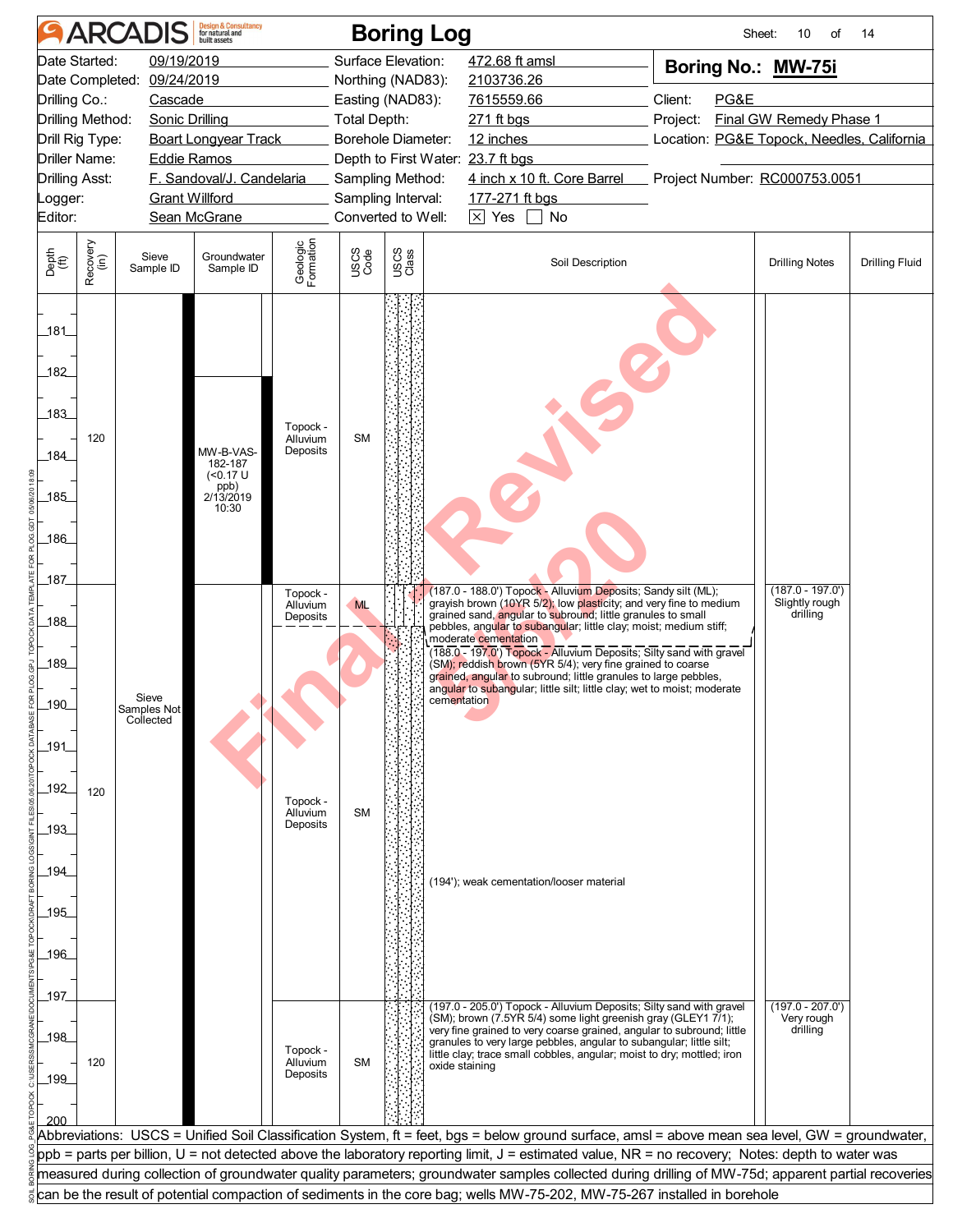# ARCADIS Boring Log

Sheet: 10 of 14

| | | | |
|---|---|---|---|
| Date Started: | 09/19/2019 | Surface Elevation: | 472.68 ft amsl |
| Date Completed: | 09/24/2019 | Northing (NAD83): | 2103736.26 |
| Drilling Co.: | Cascade | Easting (NAD83): | 7615559.66 |
| Drilling Method: | Sonic Drilling | Total Depth: | 271 ft bgs |
| Drill Rig Type: | Boart Longyear Track | Borehole Diameter: | 12 inches |
| Driller Name: | Eddie Ramos | Depth to First Water: | 23.7 ft bgs |
| Drilling Asst: | F. Sandoval/J. Candelaria | Sampling Method: | 4 inch x 10 ft. Core Barrel |
| Logger: | Grant Willford | Sampling Interval: | 177-271 ft bgs |
| Editor: | Sean McGrane | Converted to Well: | [X] Yes [ ] No |

**Boring No.: MW-75i**

Client: PG&E
Project: Final GW Remedy Phase 1
Location: PG&E Topock, Needles, California
Project Number: RC000753.0051

| Depth (ft) | Recovery (in) | Sieve Sample ID | Groundwater Sample ID | Geologic Formation | USCS Code | Soil Description | Drilling Notes | Drilling Fluid |
|---|---|---|---|---|---|---|---|---|
| 181–187 | 120 | Sieve Samples Not Collected | MW-B-VAS-182-187 (<0.17 U ppb) 2/13/2019 10:30 | Topock - Alluvium Deposits | SM | | | |
| 187–188 | 120 | | | Topock - Alluvium Deposits | ML | (187.0 - 188.0') Topock - Alluvium Deposits; Sandy silt (ML); grayish brown (10YR 5/2); low plasticity; and very fine to medium grained sand, angular to subround; little granules to small pebbles, angular to subangular; little clay; moist; medium stiff; moderate cementation | (187.0 - 197.0') Slightly rough drilling | |
| 188–197 | | | | Topock - Alluvium Deposits | SM | (188.0 - 197.0') Topock - Alluvium Deposits; Silty sand with gravel (SM); reddish brown (5YR 5/4); very fine grained to coarse grained, angular to subround; little granules to large pebbles, angular to subangular; little silt; little clay; wet to moist; moderate cementation<br>(194'); weak cementation/looser material | | |
| 197–200 | 120 | | | Topock - Alluvium Deposits | SM | (197.0 - 205.0') Topock - Alluvium Deposits; Silty sand with gravel (SM); brown (7.5YR 5/4) some light greenish gray (GLEY1 7/1); very fine grained to very coarse grained, angular to subround; little granules to very large pebbles, angular to subangular; little silt; little clay; trace small cobbles, angular; moist to dry; mottled; iron oxide staining | (197.0 - 207.0') Very rough drilling | |

Abbreviations: USCS = Unified Soil Classification System, ft = feet, bgs = below ground surface, amsl = above mean sea level, GW = groundwater, ppb = parts per billion, U = not detected above the laboratory reporting limit, J = estimated value, NR = no recovery; Notes: depth to water was measured during collection of groundwater quality parameters; groundwater samples collected during drilling of MW-75d; apparent partial recoveries can be the result of potential compaction of sediments in the core bag; wells MW-75-202, MW-75-267 installed in borehole

Final Revised 5/5/20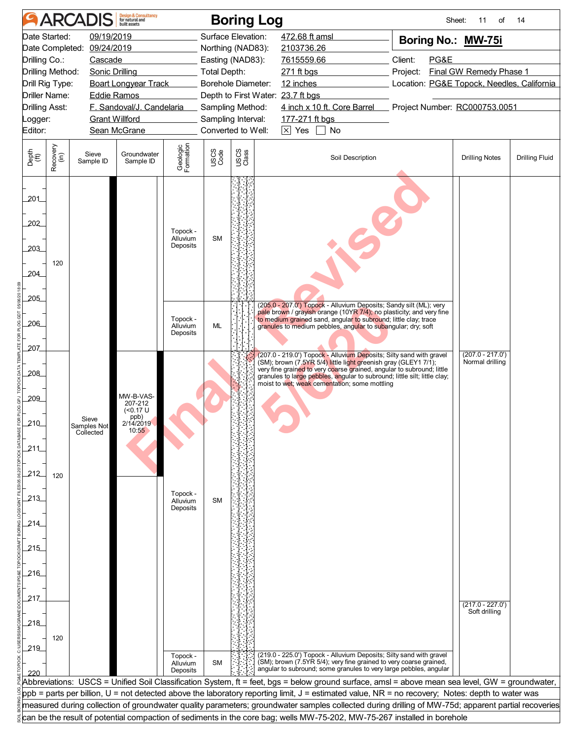# ARCADIS — Boring Log

Sheet: 11 of 14

| | | | |
|---|---|---|---|
| Date Started: | 09/19/2019 | Surface Elevation: | 472.68 ft amsl |
| Date Completed: | 09/24/2019 | Northing (NAD83): | 2103736.26 |
| Drilling Co.: | Cascade | Easting (NAD83): | 7615559.66 |
| Drilling Method: | Sonic Drilling | Total Depth: | 271 ft bgs |
| Drill Rig Type: | Boart Longyear Track | Borehole Diameter: | 12 inches |
| Driller Name: | Eddie Ramos | Depth to First Water: | 23.7 ft bgs |
| Drilling Asst: | F. Sandoval/J. Candelaria | Sampling Method: | 4 inch x 10 ft. Core Barrel |
| Logger: | Grant Willford | Sampling Interval: | 177-271 ft bgs |
| Editor: | Sean McGrane | Converted to Well: | [X] Yes [ ] No |

**Boring No.: MW-75i**

Client: PG&E
Project: Final GW Remedy Phase 1
Location: PG&E Topock, Needles, California
Project Number: RC000753.0051

| Depth (ft) | Recovery (in) | Sieve Sample ID | Groundwater Sample ID | Geologic Formation | USCS Code | Soil Description | Drilling Notes | Drilling Fluid |
|---|---|---|---|---|---|---|---|---|
| 200–205 | 120 | Sieve Samples Not Collected | | Topock - Alluvium Deposits | SM | | | |
| 205–207 | | | | Topock - Alluvium Deposits | ML | (205.0 - 207.0') Topock - Alluvium Deposits; Sandy silt (ML); very pale brown / grayish orange (10YR 7/4); no plasticity; and very fine to medium grained sand, angular to subround; little clay; trace granules to medium pebbles, angular to subangular; dry; soft | | |
| 207–219 | 120 | | MW-B-VAS-207-212 (<0.17 U ppb) 2/14/2019 10:55 | Topock - Alluvium Deposits | SM | (207.0 - 219.0') Topock - Alluvium Deposits; Silty sand with gravel (SM); brown (7.5YR 5/4) little light greenish gray (GLEY1 7/1); very fine grained to very coarse grained, angular to subround; little granules to large pebbles, angular to subround; little silt; little clay; moist to wet; weak cementation; some mottling | (207.0 - 217.0') Normal drilling | |
| 217–220 | 120 | | | | | | (217.0 - 227.0') Soft drilling | |
| 219–220 | | | | Topock - Alluvium Deposits | SM | (219.0 - 225.0') Topock - Alluvium Deposits; Silty sand with gravel (SM); brown (7.5YR 5/4); very fine grained to very coarse grained, angular to subround; some granules to very large pebbles, angular | | |

Abbreviations: USCS = Unified Soil Classification System, ft = feet, bgs = below ground surface, amsl = above mean sea level, GW = groundwater, ppb = parts per billion, U = not detected above the laboratory reporting limit, J = estimated value, NR = no recovery; Notes: depth to water was measured during collection of groundwater quality parameters; groundwater samples collected during drilling of MW-75d; apparent partial recoveries can be the result of potential compaction of sediments in the core bag; wells MW-75-202, MW-75-267 installed in borehole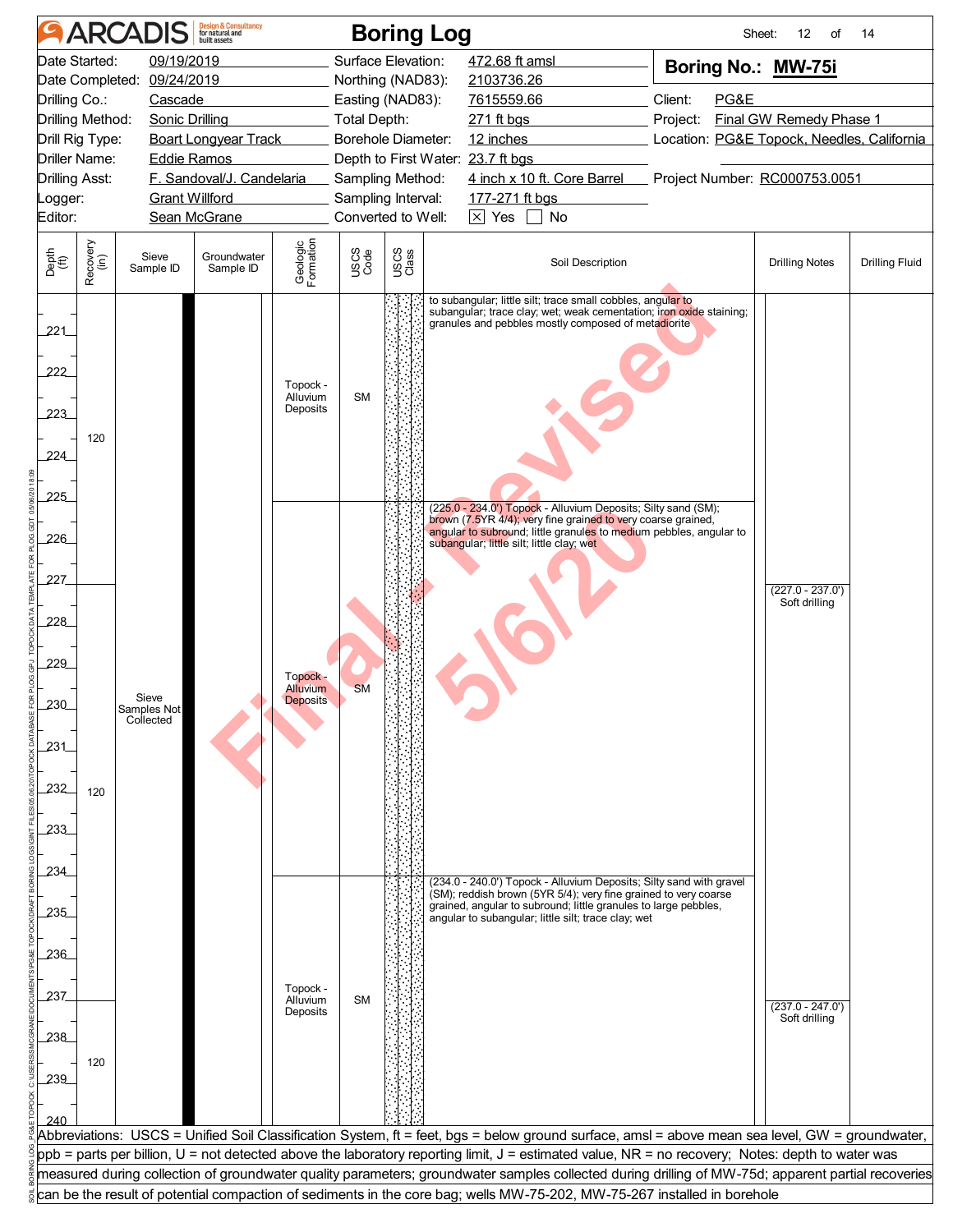# ARCADIS Boring Log

| | | | | | |
|---|---|---|---|---|---|
| Date Started: | 09/19/2019 | Surface Elevation: | 472.68 ft amsl | **Boring No.:** | **MW-75i** |
| Date Completed: | 09/24/2019 | Northing (NAD83): | 2103736.26 | | |
| Drilling Co.: | Cascade | Easting (NAD83): | 7615559.66 | Client: | PG&E |
| Drilling Method: | Sonic Drilling | Total Depth: | 271 ft bgs | Project: | Final GW Remedy Phase 1 |
| Drill Rig Type: | Boart Longyear Track | Borehole Diameter: | 12 inches | Location: | PG&E Topock, Needles, California |
| Driller Name: | Eddie Ramos | Depth to First Water: | 23.7 ft bgs | | |
| Drilling Asst: | F. Sandoval/J. Candelaria | Sampling Method: | 4 inch x 10 ft. Core Barrel | Project Number: | RC000753.0051 |
| Logger: | Grant Willford | Sampling Interval: | 177-271 ft bgs | | |
| Editor: | Sean McGrane | Converted to Well: | ☒ Yes ☐ No | | |

| Depth (ft) | Recovery (in) | Sieve Sample ID | Groundwater Sample ID | Geologic Formation | USCS Code | Soil Description | Drilling Notes | Drilling Fluid |
|---|---|---|---|---|---|---|---|---|
| 220–225 | 120 | Sieve Samples Not Collected | | Topock - Alluvium Deposits | SM | to subangular; little silt; trace small cobbles, angular to subangular; trace clay; wet; weak cementation; iron oxide staining; granules and pebbles mostly composed of metadiorite | | |
| 225–234 | 120 | | | Topock - Alluvium Deposits | SM | (225.0 - 234.0') Topock - Alluvium Deposits; Silty sand (SM); brown (7.5YR 4/4); very fine grained to very coarse grained, angular to subround; little granules to medium pebbles, angular to subangular; little silt; little clay; wet | (227.0 - 237.0') Soft drilling | |
| 234–240 | 120 | | | Topock - Alluvium Deposits | SM | (234.0 - 240.0') Topock - Alluvium Deposits; Silty sand with gravel (SM); reddish brown (5YR 5/4); very fine grained to very coarse grained, angular to subround; little granules to large pebbles, angular to subangular; little silt; trace clay; wet | (237.0 - 247.0') Soft drilling | |

Final - Revised 5/6/20

Abbreviations: USCS = Unified Soil Classification System, ft = feet, bgs = below ground surface, amsl = above mean sea level, GW = groundwater, ppb = parts per billion, U = not detected above the laboratory reporting limit, J = estimated value, NR = no recovery; Notes: depth to water was measured during collection of groundwater quality parameters; groundwater samples collected during drilling of MW-75d; apparent partial recoveries can be the result of potential compaction of sediments in the core bag; wells MW-75-202, MW-75-267 installed in borehole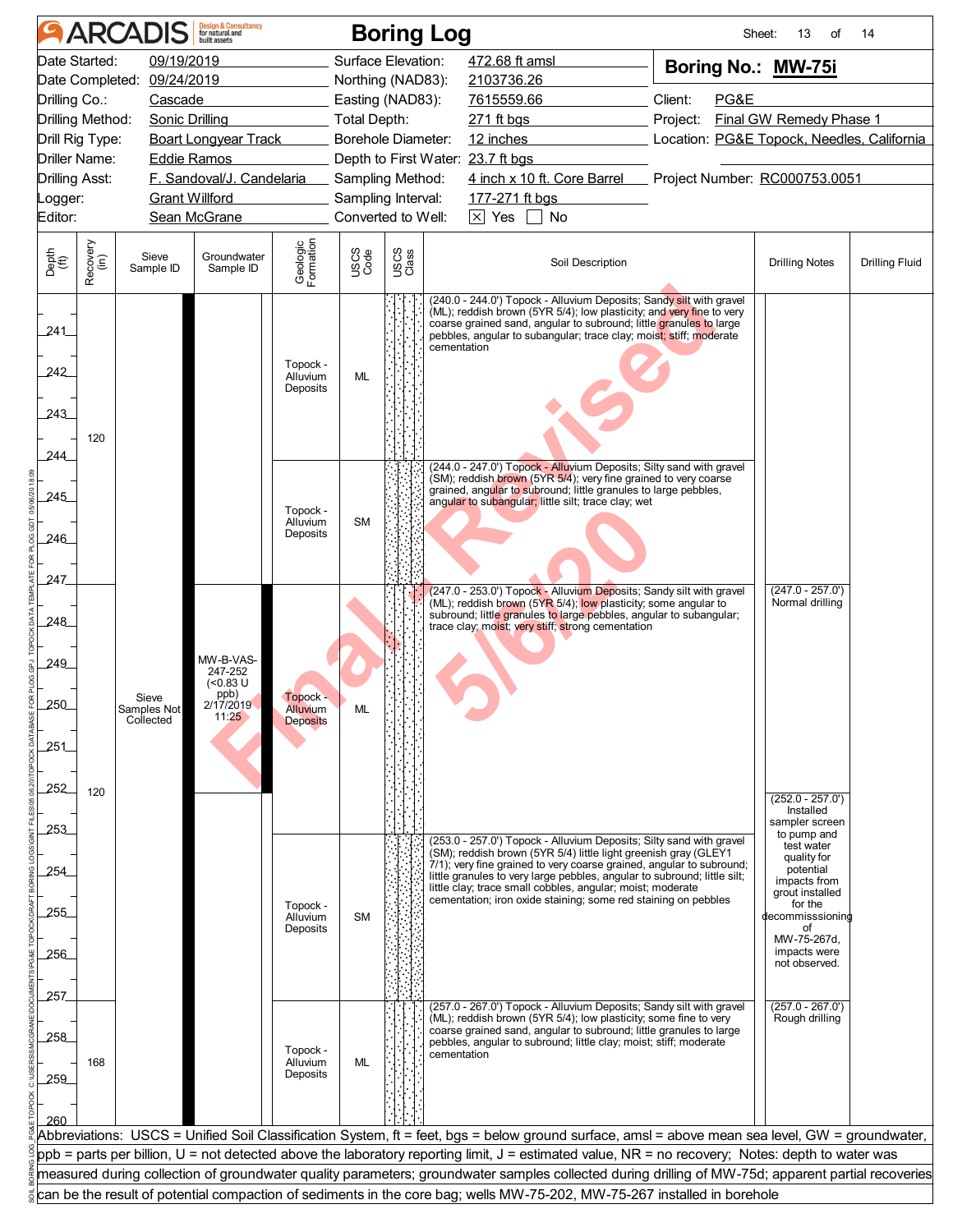# ARCADIS Boring Log

| | | | | | |
|---|---|---|---|---|---|
| Date Started: | 09/19/2019 | Surface Elevation: | 472.68 ft amsl | **Boring No.: MW-75i** | |
| Date Completed: | 09/24/2019 | Northing (NAD83): | 2103736.26 | | |
| Drilling Co.: | Cascade | Easting (NAD83): | 7615559.66 | Client: | PG&E |
| Drilling Method: | Sonic Drilling | Total Depth: | 271 ft bgs | Project: | Final GW Remedy Phase 1 |
| Drill Rig Type: | Boart Longyear Track | Borehole Diameter: | 12 inches | Location: | PG&E Topock, Needles, California |
| Driller Name: | Eddie Ramos | Depth to First Water: | 23.7 ft bgs | | |
| Drilling Asst: | F. Sandoval/J. Candelaria | Sampling Method: | 4 inch x 10 ft. Core Barrel | Project Number: | RC000753.0051 |
| Logger: | Grant Willford | Sampling Interval: | 177-271 ft bgs | | |
| Editor: | Sean McGrane | Converted to Well: | ☒ Yes ☐ No | | |

Final - Revised 5/6/20

| Depth (ft) | Recovery (in) | Sieve Sample ID | Groundwater Sample ID | Geologic Formation | USCS Code | Soil Description | Drilling Notes | Drilling Fluid |
|---|---|---|---|---|---|---|---|---|
| 240-244 | 120 | Sieve Samples Not Collected | | Topock - Alluvium Deposits | ML | (240.0 - 244.0') Topock - Alluvium Deposits; Sandy silt with gravel (ML); reddish brown (5YR 5/4); low plasticity; and very fine to very coarse grained sand, angular to subround; little granules to large pebbles, angular to subangular; trace clay; moist; stiff; moderate cementation | | |
| 244-247 | | | | Topock - Alluvium Deposits | SM | (244.0 - 247.0') Topock - Alluvium Deposits; Silty sand with gravel (SM); reddish brown (5YR 5/4); very fine grained to very coarse grained, angular to subround; little granules to large pebbles, angular to subangular; little silt; trace clay; wet | | |
| 247-253 | 120 | | MW-B-VAS-247-252 (<0.83 U ppb) 2/17/2019 11:25 | Topock - Alluvium Deposits | ML | (247.0 - 253.0') Topock - Alluvium Deposits; Sandy silt with gravel (ML); reddish brown (5YR 5/4); low plasticity; some angular to subround; little granules to large pebbles, angular to subangular; trace clay; moist; very stiff; strong cementation | (247.0 - 257.0') Normal drilling; (252.0 - 257.0') Installed sampler screen to pump and test water quality for potential impacts from grout installed for the decommisssioning of MW-75-267d, impacts were not observed. | |
| 253-257 | | | | Topock - Alluvium Deposits | SM | (253.0 - 257.0') Topock - Alluvium Deposits; Silty sand with gravel (SM); reddish brown (5YR 5/4) little light greenish gray (GLEY1 7/1); very fine grained to very coarse grained, angular to subround; little granules to very large pebbles, angular to subround; little silt; little clay; trace small cobbles, angular; moist; moderate cementation; iron oxide staining; some red staining on pebbles | | |
| 257-260 | 168 | | | Topock - Alluvium Deposits | ML | (257.0 - 267.0') Topock - Alluvium Deposits; Sandy silt with gravel (ML); reddish brown (5YR 5/4); low plasticity; some fine to very coarse grained sand, angular to subround; little granules to large pebbles, angular to subround; little clay; moist; stiff; moderate cementation | (257.0 - 267.0') Rough drilling | |

Abbreviations: USCS = Unified Soil Classification System, ft = feet, bgs = below ground surface, amsl = above mean sea level, GW = groundwater, ppb = parts per billion, U = not detected above the laboratory reporting limit, J = estimated value, NR = no recovery; Notes: depth to water was measured during collection of groundwater quality parameters; groundwater samples collected during drilling of MW-75d; apparent partial recoveries can be the result of potential compaction of sediments in the core bag; wells MW-75-202, MW-75-267 installed in borehole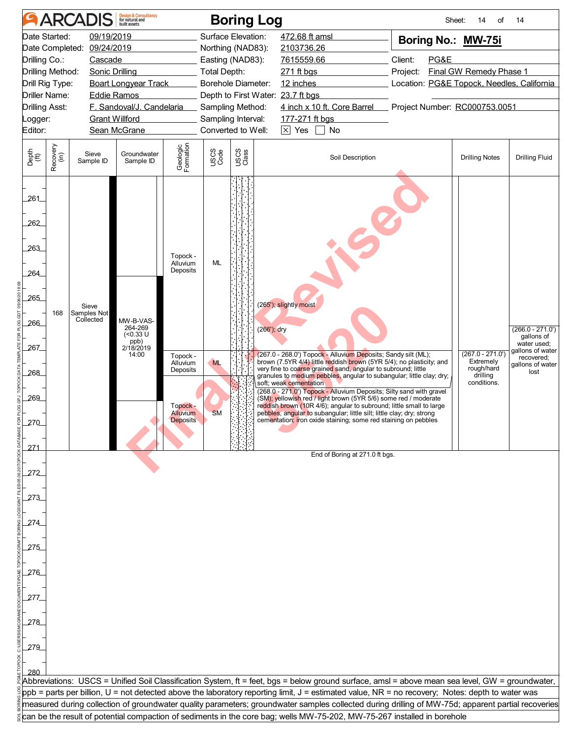# ARCADIS Boring Log

Sheet: 14 of 14

| | | | |
|---|---|---|---|
| Date Started: | 09/19/2019 | Surface Elevation: | 472.68 ft amsl |
| Date Completed: | 09/24/2019 | Northing (NAD83): | 2103736.26 |
| Drilling Co.: | Cascade | Easting (NAD83): | 7615559.66 |
| Drilling Method: | Sonic Drilling | Total Depth: | 271 ft bgs |
| Drill Rig Type: | Boart Longyear Track | Borehole Diameter: | 12 inches |
| Driller Name: | Eddie Ramos | Depth to First Water: | 23.7 ft bgs |
| Drilling Asst: | F. Sandoval/J. Candelaria | Sampling Method: | 4 inch x 10 ft. Core Barrel |
| Logger: | Grant Willford | Sampling Interval: | 177-271 ft bgs |
| Editor: | Sean McGrane | Converted to Well: | ☒ Yes ☐ No |

**Boring No.: MW-75i**

Client: PG&E

Project: Final GW Remedy Phase 1

Location: PG&E Topock, Needles, California

Project Number: RC000753.0051

| Depth (ft) | Recovery (in) | Sieve Sample ID | Groundwater Sample ID | Geologic Formation | USCS Code | Soil Description | Drilling Notes | Drilling Fluid |
|---|---|---|---|---|---|---|---|---|
| 261–267 | 168 | Sieve Samples Not Collected | MW-B-VAS-264-269 (<0.33 U ppb) 2/18/2019 14:00 | Topock - Alluvium Deposits | ML | (265'); slightly moist<br>(266'); dry | | (266.0 - 271.0') gallons of water used; gallons of water recovered; gallons of water lost |
| 267–268 | | | | Topock - Alluvium Deposits | ML | (267.0 - 268.0') Topock - Alluvium Deposits; Sandy silt (ML); brown (7.5YR 4/4) little reddish brown (5YR 5/4); no plasticity; and very fine to coarse grained sand, angular to subround; little granules to medium pebbles, angular to subangular; little clay; dry; soft; weak cementation | (267.0 - 271.0') Extremely rough/hard drilling conditions. | |
| 268–271 | | | | Topock - Alluvium Deposits | SM | (268.0 - 271.0') Topock - Alluvium Deposits; Silty sand with gravel (SM); yellowish red / light brown (5YR 5/6) some red / moderate reddish brown (10R 4/6); angular to subround; little small to large pebbles, angular to subangular; little silt; little clay; dry; strong cementation; iron oxide staining; some red staining on pebbles | | |

End of Boring at 271.0 ft bgs.

Abbreviations: USCS = Unified Soil Classification System, ft = feet, bgs = below ground surface, amsl = above mean sea level, GW = groundwater, ppb = parts per billion, U = not detected above the laboratory reporting limit, J = estimated value, NR = no recovery; Notes: depth to water was measured during collection of groundwater quality parameters; groundwater samples collected during drilling of MW-75d; apparent partial recoveries can be the result of potential compaction of sediments in the core bag; wells MW-75-202, MW-75-267 installed in borehole